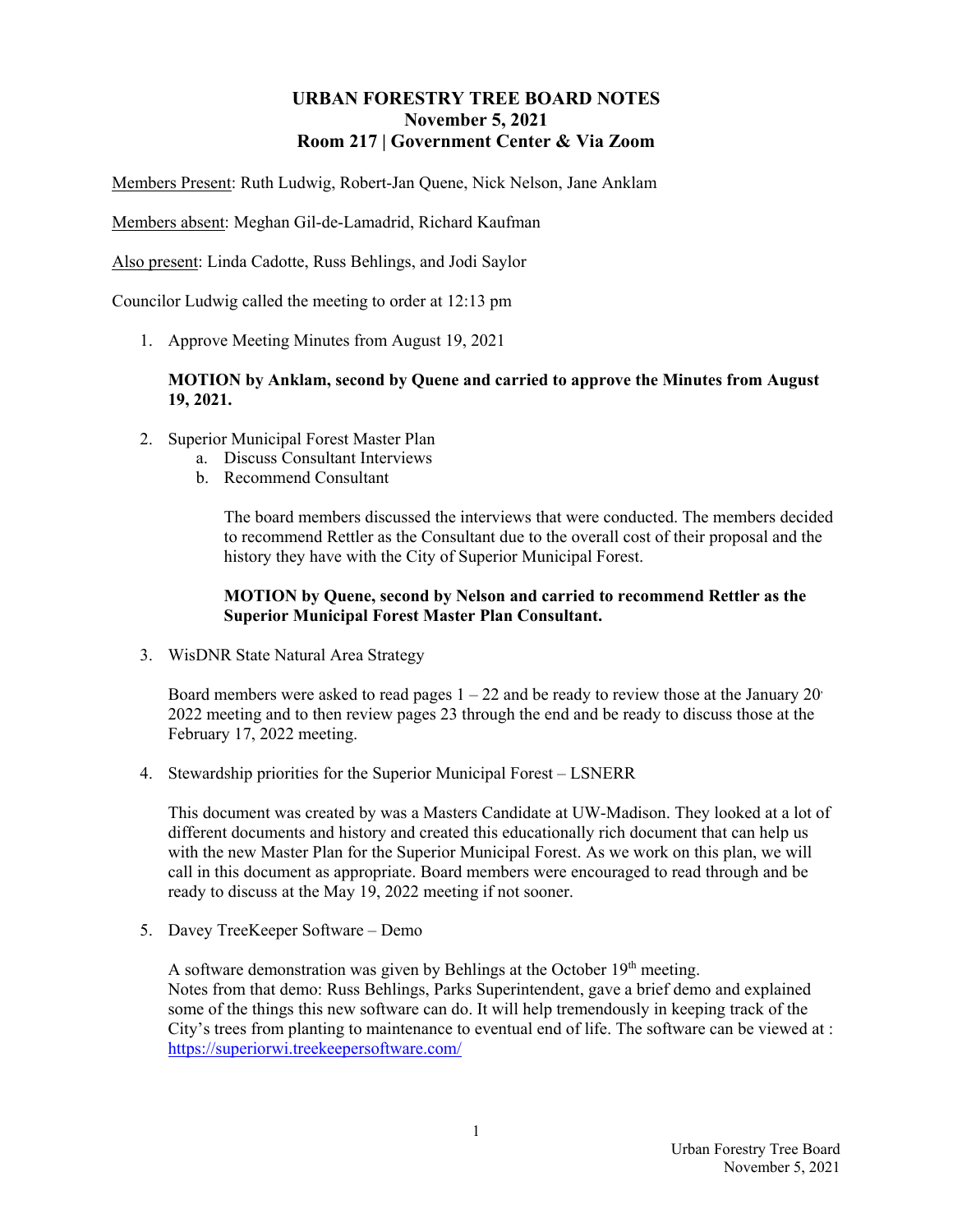# URBAN FORESTRY TREE BOARD NOTES
## November 5, 2021
## Room 217 | Government Center & Via Zoom

Members Present: Ruth Ludwig, Robert-Jan Quene, Nick Nelson, Jane Anklam

Members absent: Meghan Gil-de-Lamadrid, Richard Kaufman

Also present: Linda Cadotte, Russ Behlings, and Jodi Saylor

Councilor Ludwig called the meeting to order at 12:13 pm

1. Approve Meeting Minutes from August 19, 2021

   **MOTION by Anklam, second by Quene and carried to approve the Minutes from August 19, 2021.**

2. Superior Municipal Forest Master Plan
   a. Discuss Consultant Interviews
   b. Recommend Consultant

      The board members discussed the interviews that were conducted. The members decided to recommend Rettler as the Consultant due to the overall cost of their proposal and the history they have with the City of Superior Municipal Forest.

      **MOTION by Quene, second by Nelson and carried to recommend Rettler as the Superior Municipal Forest Master Plan Consultant.**

3. WisDNR State Natural Area Strategy

   Board members were asked to read pages 1 – 22 and be ready to review those at the January 20, 2022 meeting and to then review pages 23 through the end and be ready to discuss those at the February 17, 2022 meeting.

4. Stewardship priorities for the Superior Municipal Forest – LSNERR

   This document was created by was a Masters Candidate at UW-Madison. They looked at a lot of different documents and history and created this educationally rich document that can help us with the new Master Plan for the Superior Municipal Forest. As we work on this plan, we will call in this document as appropriate. Board members were encouraged to read through and be ready to discuss at the May 19, 2022 meeting if not sooner.

5. Davey TreeKeeper Software – Demo

   A software demonstration was given by Behlings at the October 19th meeting.
   Notes from that demo: Russ Behlings, Parks Superintendent, gave a brief demo and explained some of the things this new software can do. It will help tremendously in keeping track of the City's trees from planting to maintenance to eventual end of life. The software can be viewed at : https://superiorwi.treekeepersoftware.com/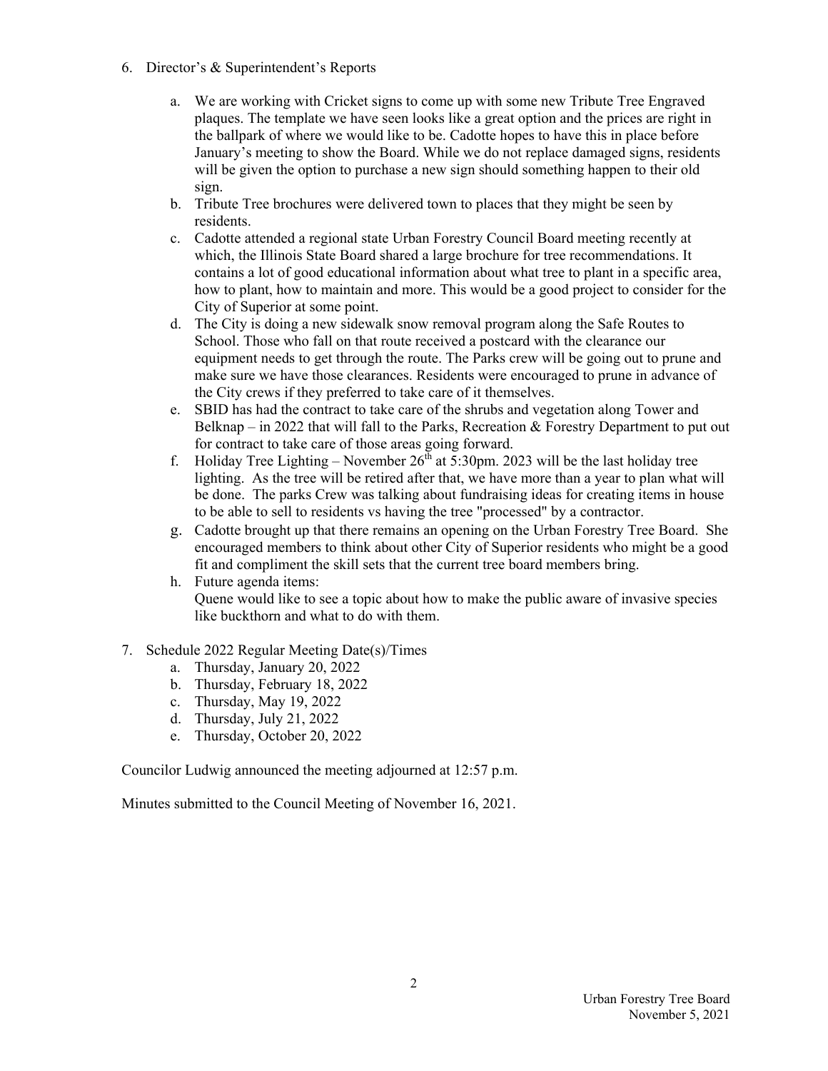6. Director's & Superintendent's Reports

   a. We are working with Cricket signs to come up with some new Tribute Tree Engraved plaques. The template we have seen looks like a great option and the prices are right in the ballpark of where we would like to be. Cadotte hopes to have this in place before January's meeting to show the Board. While we do not replace damaged signs, residents will be given the option to purchase a new sign should something happen to their old sign.
   b. Tribute Tree brochures were delivered town to places that they might be seen by residents.
   c. Cadotte attended a regional state Urban Forestry Council Board meeting recently at which, the Illinois State Board shared a large brochure for tree recommendations. It contains a lot of good educational information about what tree to plant in a specific area, how to plant, how to maintain and more. This would be a good project to consider for the City of Superior at some point.
   d. The City is doing a new sidewalk snow removal program along the Safe Routes to School. Those who fall on that route received a postcard with the clearance our equipment needs to get through the route. The Parks crew will be going out to prune and make sure we have those clearances. Residents were encouraged to prune in advance of the City crews if they preferred to take care of it themselves.
   e. SBID has had the contract to take care of the shrubs and vegetation along Tower and Belknap – in 2022 that will fall to the Parks, Recreation & Forestry Department to put out for contract to take care of those areas going forward.
   f. Holiday Tree Lighting – November 26th at 5:30pm. 2023 will be the last holiday tree lighting. As the tree will be retired after that, we have more than a year to plan what will be done. The parks Crew was talking about fundraising ideas for creating items in house to be able to sell to residents vs having the tree "processed" by a contractor.
   g. Cadotte brought up that there remains an opening on the Urban Forestry Tree Board. She encouraged members to think about other City of Superior residents who might be a good fit and compliment the skill sets that the current tree board members bring.
   h. Future agenda items:
      Quene would like to see a topic about how to make the public aware of invasive species like buckthorn and what to do with them.

7. Schedule 2022 Regular Meeting Date(s)/Times
   a. Thursday, January 20, 2022
   b. Thursday, February 18, 2022
   c. Thursday, May 19, 2022
   d. Thursday, July 21, 2022
   e. Thursday, October 20, 2022

Councilor Ludwig announced the meeting adjourned at 12:57 p.m.

Minutes submitted to the Council Meeting of November 16, 2021.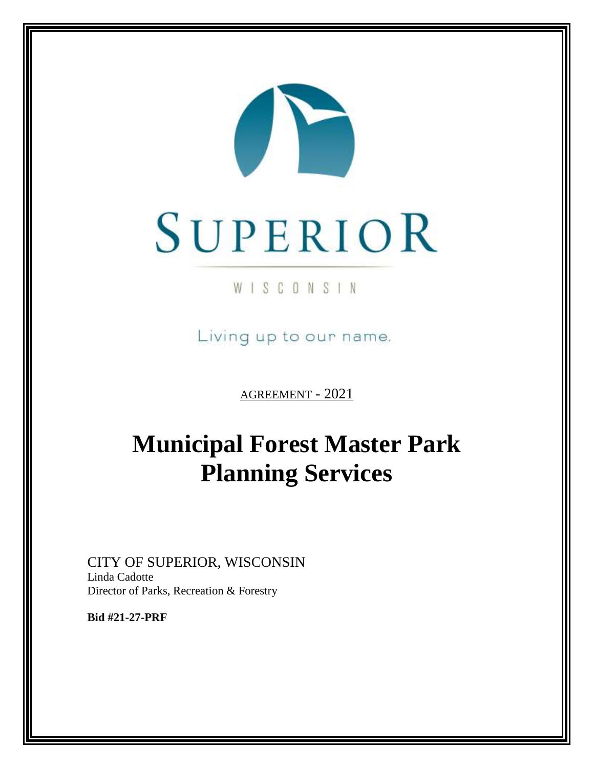SUPERIOR

WISCONSIN

Living up to our name.

AGREEMENT - 2021

# Municipal Forest Master Park Planning Services

CITY OF SUPERIOR, WISCONSIN
Linda Cadotte
Director of Parks, Recreation & Forestry

**Bid #21-27-PRF**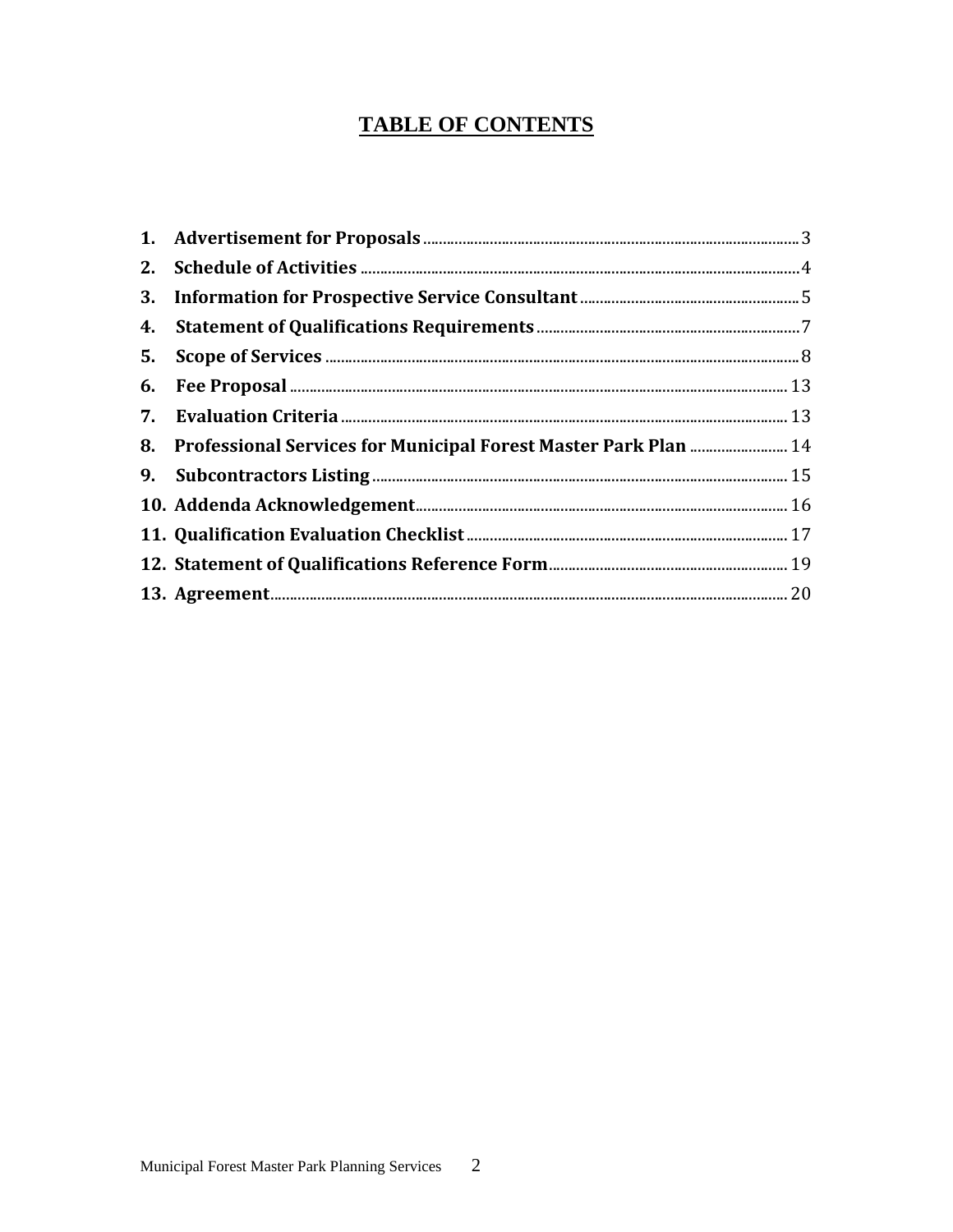# TABLE OF CONTENTS

1. **Advertisement for Proposals** .......... 3
2. **Schedule of Activities** .......... 4
3. **Information for Prospective Service Consultant** .......... 5
4. **Statement of Qualifications Requirements** .......... 7
5. **Scope of Services** .......... 8
6. **Fee Proposal** .......... 13
7. **Evaluation Criteria** .......... 13
8. **Professional Services for Municipal Forest Master Park Plan** .......... 14
9. **Subcontractors Listing** .......... 15
10. **Addenda Acknowledgement** .......... 16
11. **Qualification Evaluation Checklist** .......... 17
12. **Statement of Qualifications Reference Form** .......... 19
13. **Agreement** .......... 20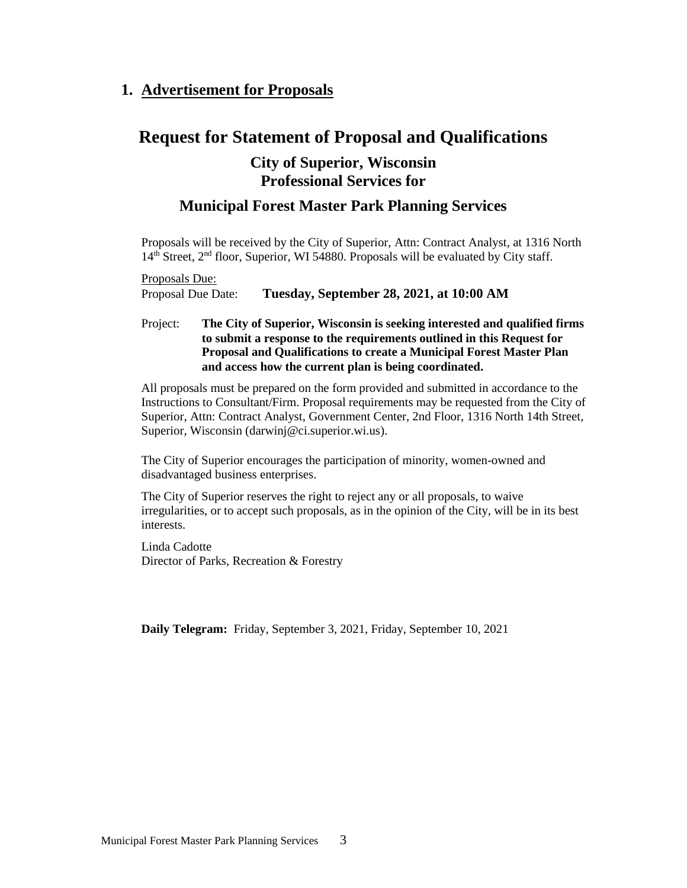## 1. Advertisement for Proposals

# Request for Statement of Proposal and Qualifications

### City of Superior, Wisconsin
### Professional Services for

## Municipal Forest Master Park Planning Services

Proposals will be received by the City of Superior, Attn: Contract Analyst, at 1316 North 14th Street, 2nd floor, Superior, WI 54880. Proposals will be evaluated by City staff.

Proposals Due:
Proposal Due Date: **Tuesday, September 28, 2021, at 10:00 AM**

Project: **The City of Superior, Wisconsin is seeking interested and qualified firms to submit a response to the requirements outlined in this Request for Proposal and Qualifications to create a Municipal Forest Master Plan and access how the current plan is being coordinated.**

All proposals must be prepared on the form provided and submitted in accordance to the Instructions to Consultant/Firm. Proposal requirements may be requested from the City of Superior, Attn: Contract Analyst, Government Center, 2nd Floor, 1316 North 14th Street, Superior, Wisconsin (darwinj@ci.superior.wi.us).

The City of Superior encourages the participation of minority, women-owned and disadvantaged business enterprises.

The City of Superior reserves the right to reject any or all proposals, to waive irregularities, or to accept such proposals, as in the opinion of the City, will be in its best interests.

Linda Cadotte
Director of Parks, Recreation & Forestry

**Daily Telegram:** Friday, September 3, 2021, Friday, September 10, 2021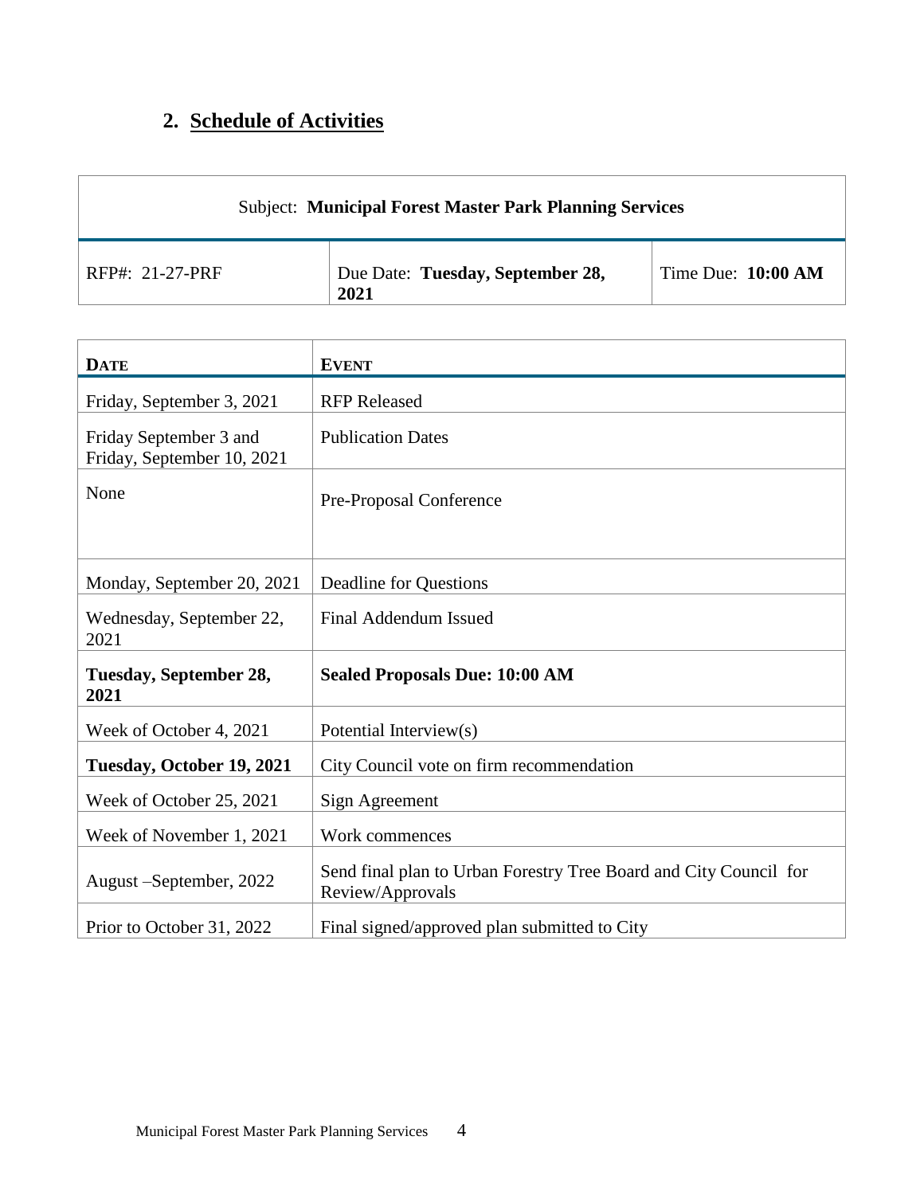## 2. Schedule of Activities

| Subject: **Municipal Forest Master Park Planning Services** | | |
|---|---|---|
| RFP#: 21-27-PRF | Due Date: **Tuesday, September 28, 2021** | Time Due: **10:00 AM** |

| **DATE** | **EVENT** |
|---|---|
| Friday, September 3, 2021 | RFP Released |
| Friday September 3 and Friday, September 10, 2021 | Publication Dates |
| None | Pre-Proposal Conference |
| Monday, September 20, 2021 | Deadline for Questions |
| Wednesday, September 22, 2021 | Final Addendum Issued |
| **Tuesday, September 28, 2021** | **Sealed Proposals Due: 10:00 AM** |
| Week of October 4, 2021 | Potential Interview(s) |
| **Tuesday, October 19, 2021** | City Council vote on firm recommendation |
| Week of October 25, 2021 | Sign Agreement |
| Week of November 1, 2021 | Work commences |
| August –September, 2022 | Send final plan to Urban Forestry Tree Board and City Council for Review/Approvals |
| Prior to October 31, 2022 | Final signed/approved plan submitted to City |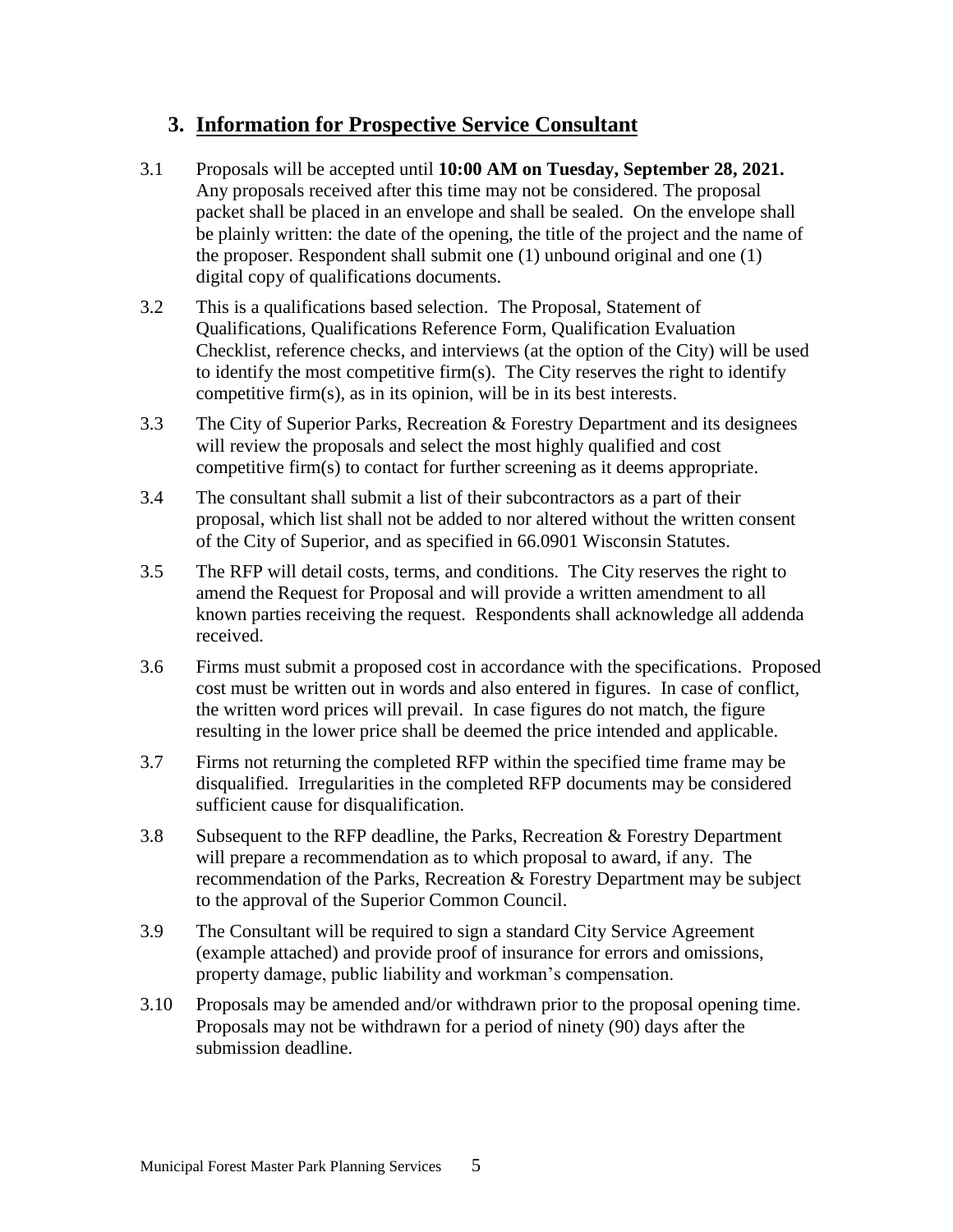## 3. Information for Prospective Service Consultant

3.1 Proposals will be accepted until **10:00 AM on Tuesday, September 28, 2021.** Any proposals received after this time may not be considered. The proposal packet shall be placed in an envelope and shall be sealed. On the envelope shall be plainly written: the date of the opening, the title of the project and the name of the proposer. Respondent shall submit one (1) unbound original and one (1) digital copy of qualifications documents.

3.2 This is a qualifications based selection. The Proposal, Statement of Qualifications, Qualifications Reference Form, Qualification Evaluation Checklist, reference checks, and interviews (at the option of the City) will be used to identify the most competitive firm(s). The City reserves the right to identify competitive firm(s), as in its opinion, will be in its best interests.

3.3 The City of Superior Parks, Recreation & Forestry Department and its designees will review the proposals and select the most highly qualified and cost competitive firm(s) to contact for further screening as it deems appropriate.

3.4 The consultant shall submit a list of their subcontractors as a part of their proposal, which list shall not be added to nor altered without the written consent of the City of Superior, and as specified in 66.0901 Wisconsin Statutes.

3.5 The RFP will detail costs, terms, and conditions. The City reserves the right to amend the Request for Proposal and will provide a written amendment to all known parties receiving the request. Respondents shall acknowledge all addenda received.

3.6 Firms must submit a proposed cost in accordance with the specifications. Proposed cost must be written out in words and also entered in figures. In case of conflict, the written word prices will prevail. In case figures do not match, the figure resulting in the lower price shall be deemed the price intended and applicable.

3.7 Firms not returning the completed RFP within the specified time frame may be disqualified. Irregularities in the completed RFP documents may be considered sufficient cause for disqualification.

3.8 Subsequent to the RFP deadline, the Parks, Recreation & Forestry Department will prepare a recommendation as to which proposal to award, if any. The recommendation of the Parks, Recreation & Forestry Department may be subject to the approval of the Superior Common Council.

3.9 The Consultant will be required to sign a standard City Service Agreement (example attached) and provide proof of insurance for errors and omissions, property damage, public liability and workman's compensation.

3.10 Proposals may be amended and/or withdrawn prior to the proposal opening time. Proposals may not be withdrawn for a period of ninety (90) days after the submission deadline.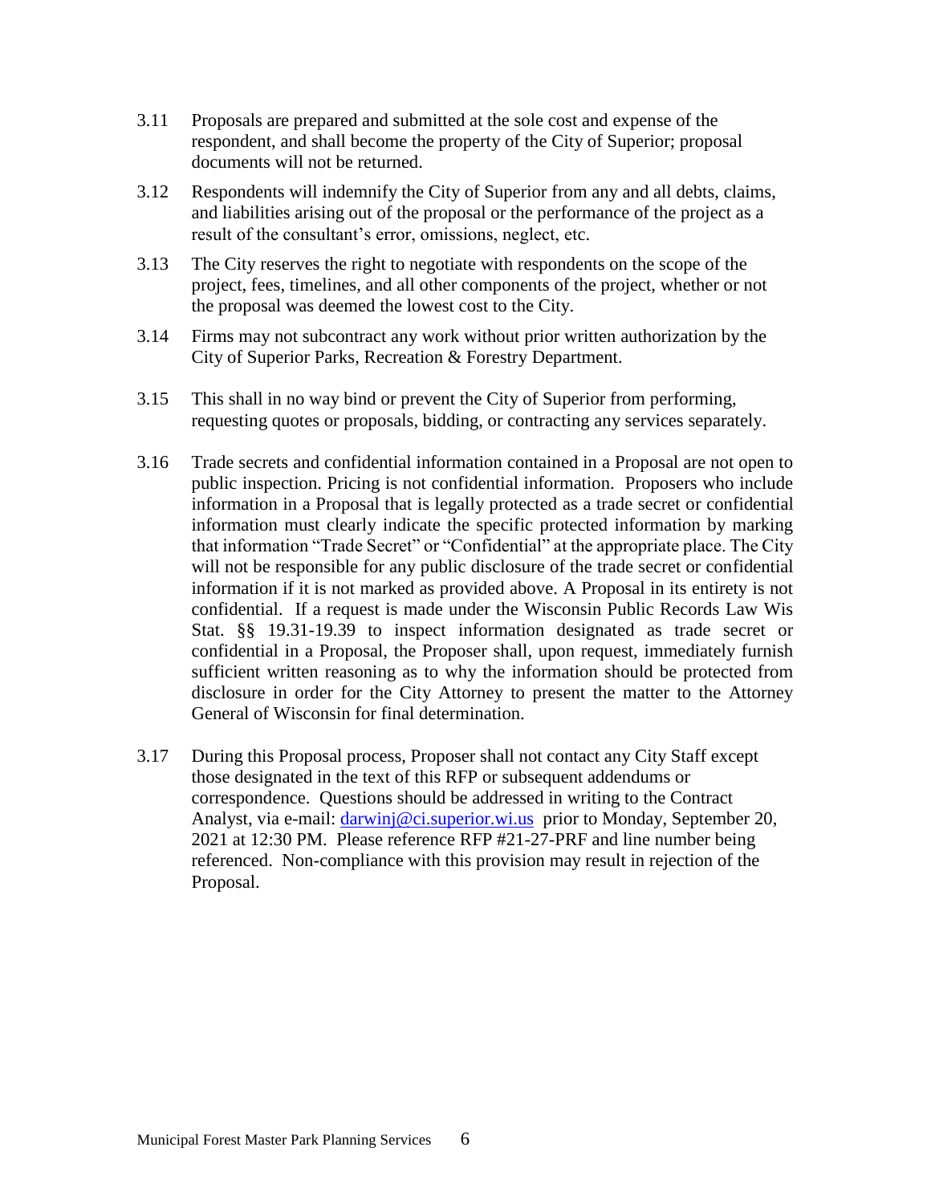3.11 Proposals are prepared and submitted at the sole cost and expense of the respondent, and shall become the property of the City of Superior; proposal documents will not be returned.

3.12 Respondents will indemnify the City of Superior from any and all debts, claims, and liabilities arising out of the proposal or the performance of the project as a result of the consultant's error, omissions, neglect, etc.

3.13 The City reserves the right to negotiate with respondents on the scope of the project, fees, timelines, and all other components of the project, whether or not the proposal was deemed the lowest cost to the City.

3.14 Firms may not subcontract any work without prior written authorization by the City of Superior Parks, Recreation & Forestry Department.

3.15 This shall in no way bind or prevent the City of Superior from performing, requesting quotes or proposals, bidding, or contracting any services separately.

3.16 Trade secrets and confidential information contained in a Proposal are not open to public inspection. Pricing is not confidential information. Proposers who include information in a Proposal that is legally protected as a trade secret or confidential information must clearly indicate the specific protected information by marking that information "Trade Secret" or "Confidential" at the appropriate place. The City will not be responsible for any public disclosure of the trade secret or confidential information if it is not marked as provided above. A Proposal in its entirety is not confidential. If a request is made under the Wisconsin Public Records Law Wis Stat. §§ 19.31-19.39 to inspect information designated as trade secret or confidential in a Proposal, the Proposer shall, upon request, immediately furnish sufficient written reasoning as to why the information should be protected from disclosure in order for the City Attorney to present the matter to the Attorney General of Wisconsin for final determination.

3.17 During this Proposal process, Proposer shall not contact any City Staff except those designated in the text of this RFP or subsequent addendums or correspondence. Questions should be addressed in writing to the Contract Analyst, via e-mail: darwinj@ci.superior.wi.us prior to Monday, September 20, 2021 at 12:30 PM. Please reference RFP #21-27-PRF and line number being referenced. Non-compliance with this provision may result in rejection of the Proposal.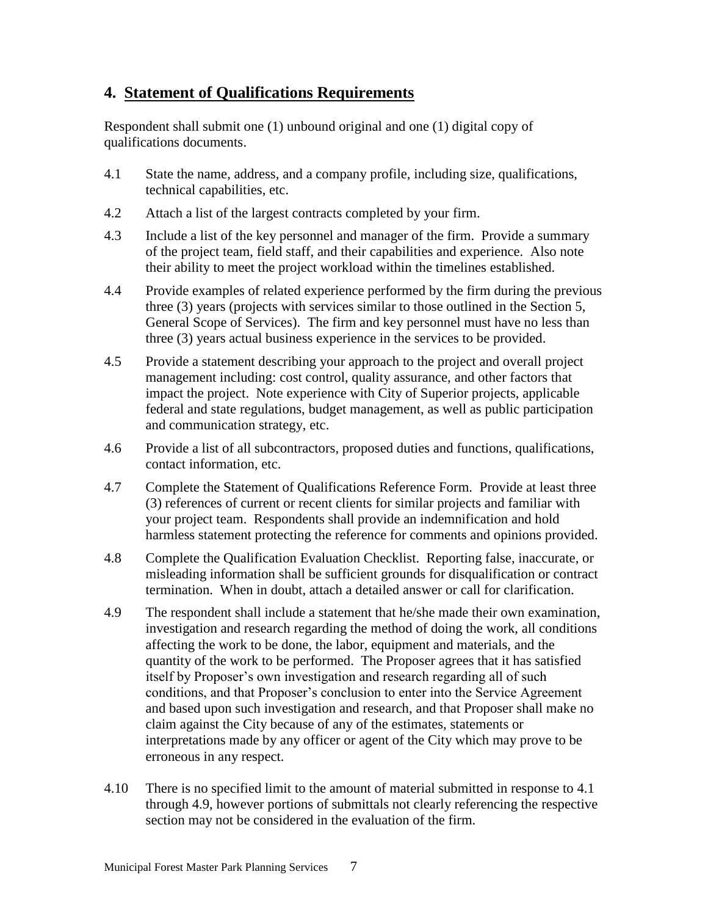## 4. Statement of Qualifications Requirements

Respondent shall submit one (1) unbound original and one (1) digital copy of qualifications documents.

4.1 State the name, address, and a company profile, including size, qualifications, technical capabilities, etc.

4.2 Attach a list of the largest contracts completed by your firm.

4.3 Include a list of the key personnel and manager of the firm. Provide a summary of the project team, field staff, and their capabilities and experience. Also note their ability to meet the project workload within the timelines established.

4.4 Provide examples of related experience performed by the firm during the previous three (3) years (projects with services similar to those outlined in the Section 5, General Scope of Services). The firm and key personnel must have no less than three (3) years actual business experience in the services to be provided.

4.5 Provide a statement describing your approach to the project and overall project management including: cost control, quality assurance, and other factors that impact the project. Note experience with City of Superior projects, applicable federal and state regulations, budget management, as well as public participation and communication strategy, etc.

4.6 Provide a list of all subcontractors, proposed duties and functions, qualifications, contact information, etc.

4.7 Complete the Statement of Qualifications Reference Form. Provide at least three (3) references of current or recent clients for similar projects and familiar with your project team. Respondents shall provide an indemnification and hold harmless statement protecting the reference for comments and opinions provided.

4.8 Complete the Qualification Evaluation Checklist. Reporting false, inaccurate, or misleading information shall be sufficient grounds for disqualification or contract termination. When in doubt, attach a detailed answer or call for clarification.

4.9 The respondent shall include a statement that he/she made their own examination, investigation and research regarding the method of doing the work, all conditions affecting the work to be done, the labor, equipment and materials, and the quantity of the work to be performed. The Proposer agrees that it has satisfied itself by Proposer's own investigation and research regarding all of such conditions, and that Proposer's conclusion to enter into the Service Agreement and based upon such investigation and research, and that Proposer shall make no claim against the City because of any of the estimates, statements or interpretations made by any officer or agent of the City which may prove to be erroneous in any respect.

4.10 There is no specified limit to the amount of material submitted in response to 4.1 through 4.9, however portions of submittals not clearly referencing the respective section may not be considered in the evaluation of the firm.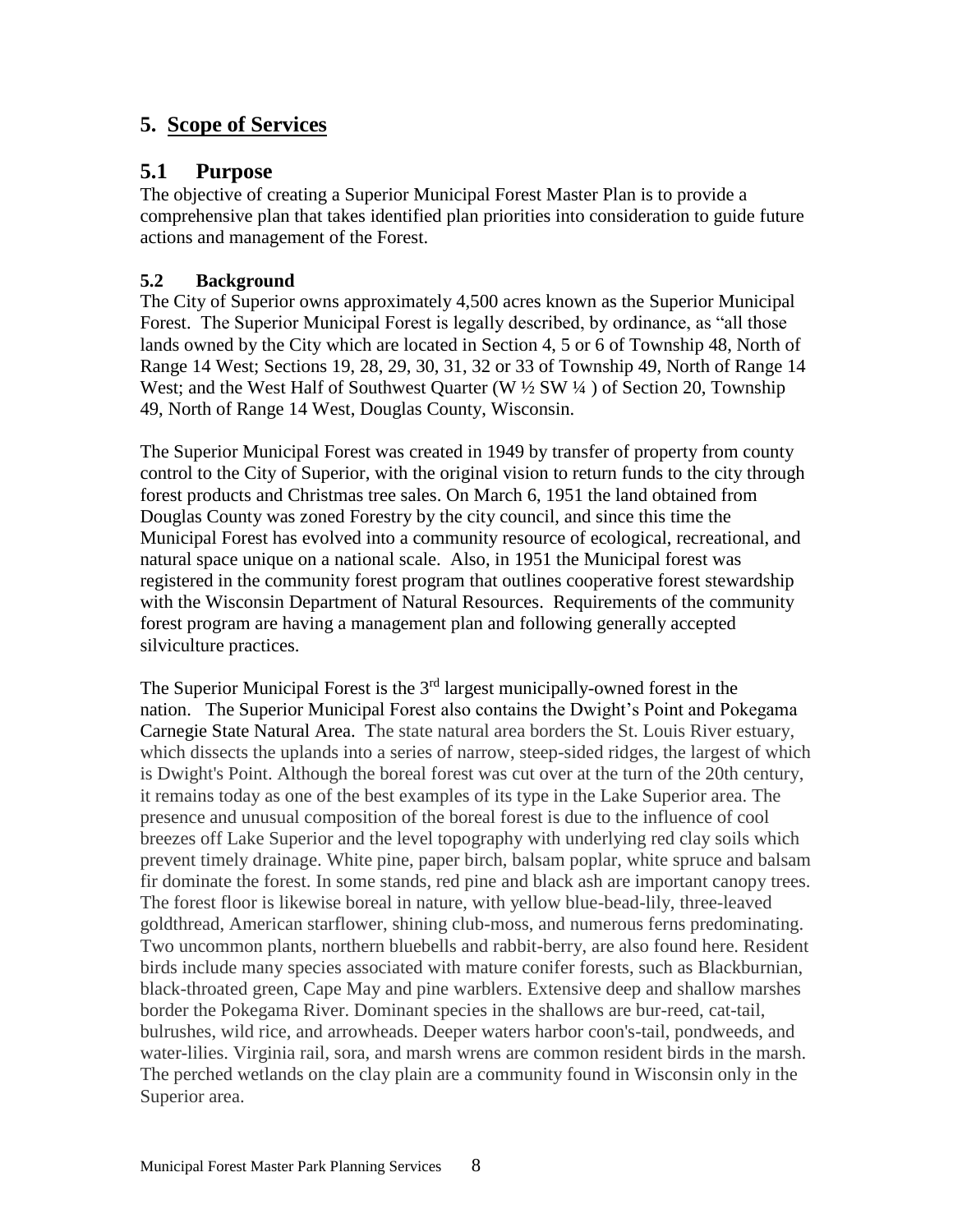## 5. Scope of Services

## 5.1 Purpose

The objective of creating a Superior Municipal Forest Master Plan is to provide a comprehensive plan that takes identified plan priorities into consideration to guide future actions and management of the Forest.

### 5.2 Background

The City of Superior owns approximately 4,500 acres known as the Superior Municipal Forest. The Superior Municipal Forest is legally described, by ordinance, as "all those lands owned by the City which are located in Section 4, 5 or 6 of Township 48, North of Range 14 West; Sections 19, 28, 29, 30, 31, 32 or 33 of Township 49, North of Range 14 West; and the West Half of Southwest Quarter (W ½ SW ¼ ) of Section 20, Township 49, North of Range 14 West, Douglas County, Wisconsin.

The Superior Municipal Forest was created in 1949 by transfer of property from county control to the City of Superior, with the original vision to return funds to the city through forest products and Christmas tree sales. On March 6, 1951 the land obtained from Douglas County was zoned Forestry by the city council, and since this time the Municipal Forest has evolved into a community resource of ecological, recreational, and natural space unique on a national scale. Also, in 1951 the Municipal forest was registered in the community forest program that outlines cooperative forest stewardship with the Wisconsin Department of Natural Resources. Requirements of the community forest program are having a management plan and following generally accepted silviculture practices.

The Superior Municipal Forest is the 3rd largest municipally-owned forest in the nation. The Superior Municipal Forest also contains the Dwight's Point and Pokegama Carnegie State Natural Area. The state natural area borders the St. Louis River estuary, which dissects the uplands into a series of narrow, steep-sided ridges, the largest of which is Dwight's Point. Although the boreal forest was cut over at the turn of the 20th century, it remains today as one of the best examples of its type in the Lake Superior area. The presence and unusual composition of the boreal forest is due to the influence of cool breezes off Lake Superior and the level topography with underlying red clay soils which prevent timely drainage. White pine, paper birch, balsam poplar, white spruce and balsam fir dominate the forest. In some stands, red pine and black ash are important canopy trees. The forest floor is likewise boreal in nature, with yellow blue-bead-lily, three-leaved goldthread, American starflower, shining club-moss, and numerous ferns predominating. Two uncommon plants, northern bluebells and rabbit-berry, are also found here. Resident birds include many species associated with mature conifer forests, such as Blackburnian, black-throated green, Cape May and pine warblers. Extensive deep and shallow marshes border the Pokegama River. Dominant species in the shallows are bur-reed, cat-tail, bulrushes, wild rice, and arrowheads. Deeper waters harbor coon's-tail, pondweeds, and water-lilies. Virginia rail, sora, and marsh wrens are common resident birds in the marsh. The perched wetlands on the clay plain are a community found in Wisconsin only in the Superior area.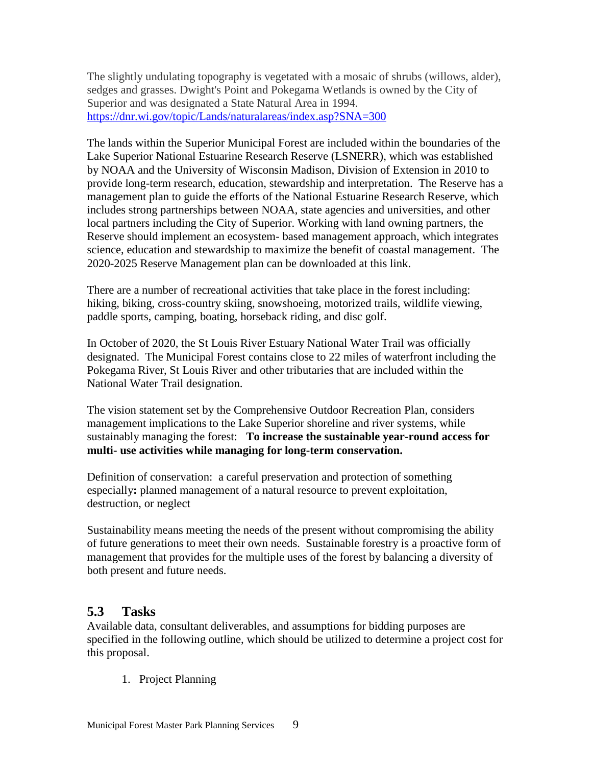The slightly undulating topography is vegetated with a mosaic of shrubs (willows, alder), sedges and grasses. Dwight's Point and Pokegama Wetlands is owned by the City of Superior and was designated a State Natural Area in 1994. https://dnr.wi.gov/topic/Lands/naturalareas/index.asp?SNA=300

The lands within the Superior Municipal Forest are included within the boundaries of the Lake Superior National Estuarine Research Reserve (LSNERR), which was established by NOAA and the University of Wisconsin Madison, Division of Extension in 2010 to provide long-term research, education, stewardship and interpretation. The Reserve has a management plan to guide the efforts of the National Estuarine Research Reserve, which includes strong partnerships between NOAA, state agencies and universities, and other local partners including the City of Superior. Working with land owning partners, the Reserve should implement an ecosystem- based management approach, which integrates science, education and stewardship to maximize the benefit of coastal management. The 2020-2025 Reserve Management plan can be downloaded at this link.

There are a number of recreational activities that take place in the forest including: hiking, biking, cross-country skiing, snowshoeing, motorized trails, wildlife viewing, paddle sports, camping, boating, horseback riding, and disc golf.

In October of 2020, the St Louis River Estuary National Water Trail was officially designated. The Municipal Forest contains close to 22 miles of waterfront including the Pokegama River, St Louis River and other tributaries that are included within the National Water Trail designation.

The vision statement set by the Comprehensive Outdoor Recreation Plan, considers management implications to the Lake Superior shoreline and river systems, while sustainably managing the forest: **To increase the sustainable year-round access for multi- use activities while managing for long-term conservation.**

Definition of conservation: a careful preservation and protection of something especially**:** planned management of a natural resource to prevent exploitation, destruction, or neglect

Sustainability means meeting the needs of the present without compromising the ability of future generations to meet their own needs. Sustainable forestry is a proactive form of management that provides for the multiple uses of the forest by balancing a diversity of both present and future needs.

## 5.3 Tasks

Available data, consultant deliverables, and assumptions for bidding purposes are specified in the following outline, which should be utilized to determine a project cost for this proposal.

1. Project Planning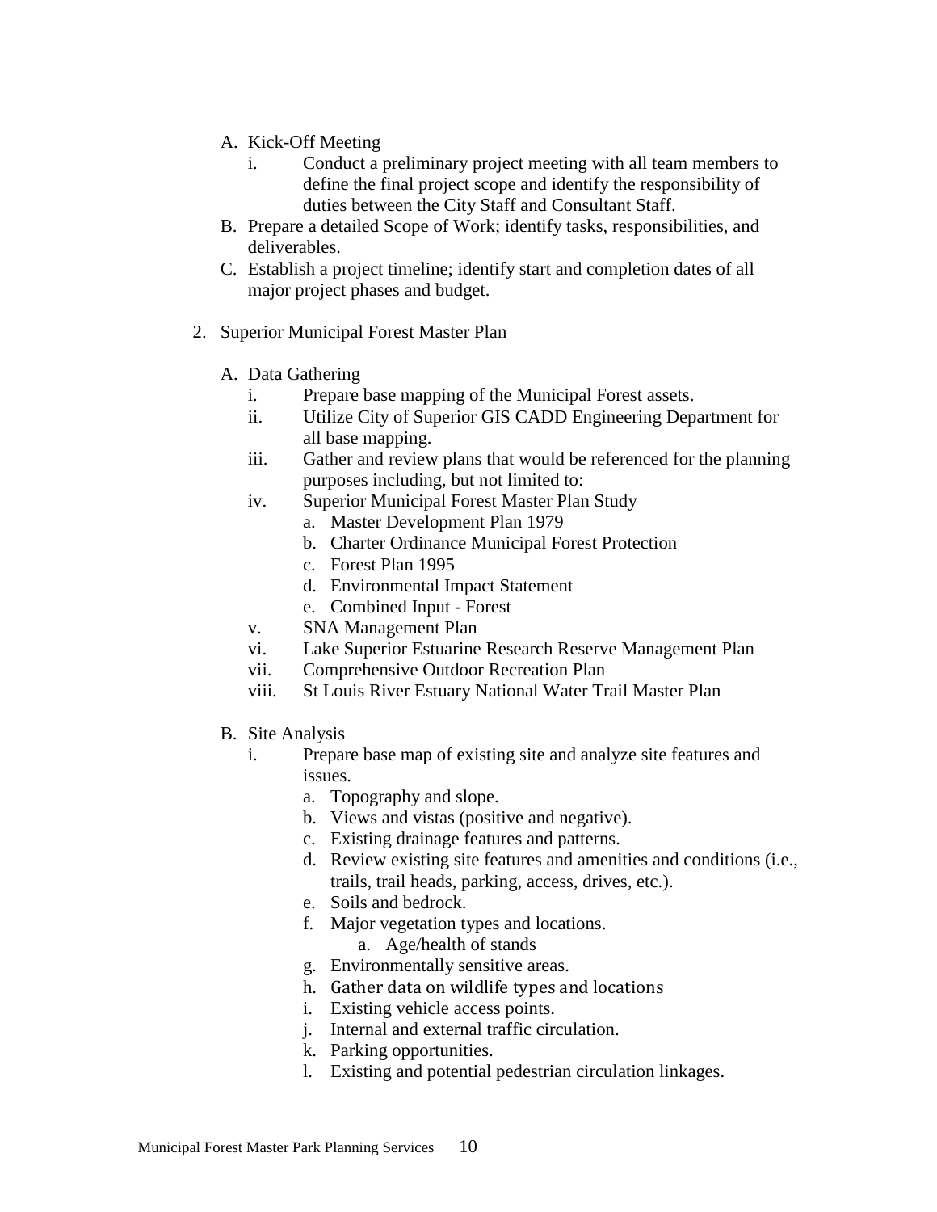A. Kick-Off Meeting
   i. Conduct a preliminary project meeting with all team members to define the final project scope and identify the responsibility of duties between the City Staff and Consultant Staff.
B. Prepare a detailed Scope of Work; identify tasks, responsibilities, and deliverables.
C. Establish a project timeline; identify start and completion dates of all major project phases and budget.

2. Superior Municipal Forest Master Plan

   A. Data Gathering
      i. Prepare base mapping of the Municipal Forest assets.
      ii. Utilize City of Superior GIS CADD Engineering Department for all base mapping.
      iii. Gather and review plans that would be referenced for the planning purposes including, but not limited to:
      iv. Superior Municipal Forest Master Plan Study
         a. Master Development Plan 1979
         b. Charter Ordinance Municipal Forest Protection
         c. Forest Plan 1995
         d. Environmental Impact Statement
         e. Combined Input - Forest
      v. SNA Management Plan
      vi. Lake Superior Estuarine Research Reserve Management Plan
      vii. Comprehensive Outdoor Recreation Plan
      viii. St Louis River Estuary National Water Trail Master Plan

   B. Site Analysis
      i. Prepare base map of existing site and analyze site features and issues.
         a. Topography and slope.
         b. Views and vistas (positive and negative).
         c. Existing drainage features and patterns.
         d. Review existing site features and amenities and conditions (i.e., trails, trail heads, parking, access, drives, etc.).
         e. Soils and bedrock.
         f. Major vegetation types and locations.
            a. Age/health of stands
         g. Environmentally sensitive areas.
         h. Gather data on wildlife types and locations
         i. Existing vehicle access points.
         j. Internal and external traffic circulation.
         k. Parking opportunities.
         l. Existing and potential pedestrian circulation linkages.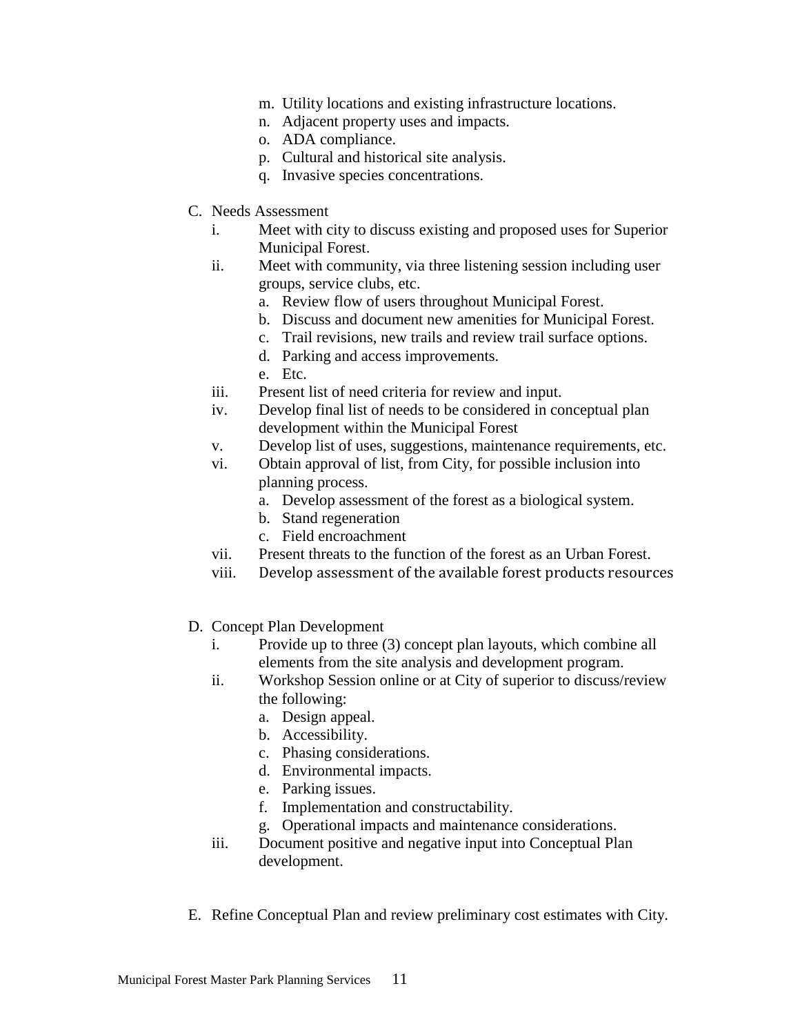m. Utility locations and existing infrastructure locations.
n. Adjacent property uses and impacts.
o. ADA compliance.
p. Cultural and historical site analysis.
q. Invasive species concentrations.

C. Needs Assessment
   i. Meet with city to discuss existing and proposed uses for Superior Municipal Forest.
   ii. Meet with community, via three listening session including user groups, service clubs, etc.
      a. Review flow of users throughout Municipal Forest.
      b. Discuss and document new amenities for Municipal Forest.
      c. Trail revisions, new trails and review trail surface options.
      d. Parking and access improvements.
      e. Etc.
   iii. Present list of need criteria for review and input.
   iv. Develop final list of needs to be considered in conceptual plan development within the Municipal Forest
   v. Develop list of uses, suggestions, maintenance requirements, etc.
   vi. Obtain approval of list, from City, for possible inclusion into planning process.
      a. Develop assessment of the forest as a biological system.
      b. Stand regeneration
      c. Field encroachment
   vii. Present threats to the function of the forest as an Urban Forest.
   viii. Develop assessment of the available forest products resources

D. Concept Plan Development
   i. Provide up to three (3) concept plan layouts, which combine all elements from the site analysis and development program.
   ii. Workshop Session online or at City of superior to discuss/review the following:
      a. Design appeal.
      b. Accessibility.
      c. Phasing considerations.
      d. Environmental impacts.
      e. Parking issues.
      f. Implementation and constructability.
      g. Operational impacts and maintenance considerations.
   iii. Document positive and negative input into Conceptual Plan development.

E. Refine Conceptual Plan and review preliminary cost estimates with City.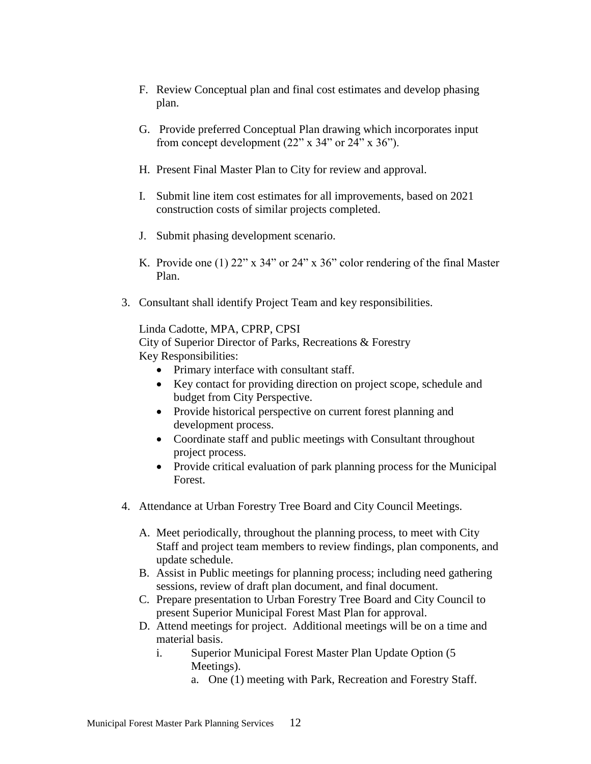F. Review Conceptual plan and final cost estimates and develop phasing plan.

G. Provide preferred Conceptual Plan drawing which incorporates input from concept development (22" x 34" or 24" x 36").

H. Present Final Master Plan to City for review and approval.

I. Submit line item cost estimates for all improvements, based on 2021 construction costs of similar projects completed.

J. Submit phasing development scenario.

K. Provide one (1) 22" x 34" or 24" x 36" color rendering of the final Master Plan.

3. Consultant shall identify Project Team and key responsibilities.

   Linda Cadotte, MPA, CPRP, CPSI
   City of Superior Director of Parks, Recreations & Forestry
   Key Responsibilities:
   - Primary interface with consultant staff.
   - Key contact for providing direction on project scope, schedule and budget from City Perspective.
   - Provide historical perspective on current forest planning and development process.
   - Coordinate staff and public meetings with Consultant throughout project process.
   - Provide critical evaluation of park planning process for the Municipal Forest.

4. Attendance at Urban Forestry Tree Board and City Council Meetings.

   A. Meet periodically, throughout the planning process, to meet with City Staff and project team members to review findings, plan components, and update schedule.
   B. Assist in Public meetings for planning process; including need gathering sessions, review of draft plan document, and final document.
   C. Prepare presentation to Urban Forestry Tree Board and City Council to present Superior Municipal Forest Mast Plan for approval.
   D. Attend meetings for project. Additional meetings will be on a time and material basis.
      i. Superior Municipal Forest Master Plan Update Option (5 Meetings).
         a. One (1) meeting with Park, Recreation and Forestry Staff.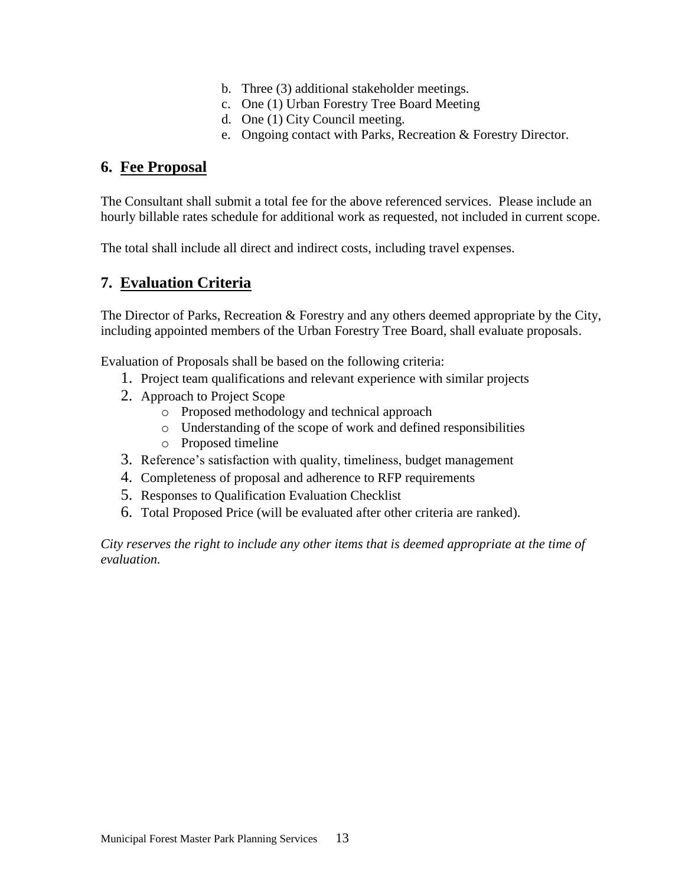b. Three (3) additional stakeholder meetings.
c. One (1) Urban Forestry Tree Board Meeting
d. One (1) City Council meeting.
e. Ongoing contact with Parks, Recreation & Forestry Director.

## 6. Fee Proposal

The Consultant shall submit a total fee for the above referenced services. Please include an hourly billable rates schedule for additional work as requested, not included in current scope.

The total shall include all direct and indirect costs, including travel expenses.

## 7. Evaluation Criteria

The Director of Parks, Recreation & Forestry and any others deemed appropriate by the City, including appointed members of the Urban Forestry Tree Board, shall evaluate proposals.

Evaluation of Proposals shall be based on the following criteria:

1. Project team qualifications and relevant experience with similar projects
2. Approach to Project Scope
   - Proposed methodology and technical approach
   - Understanding of the scope of work and defined responsibilities
   - Proposed timeline
3. Reference's satisfaction with quality, timeliness, budget management
4. Completeness of proposal and adherence to RFP requirements
5. Responses to Qualification Evaluation Checklist
6. Total Proposed Price (will be evaluated after other criteria are ranked).

*City reserves the right to include any other items that is deemed appropriate at the time of evaluation.*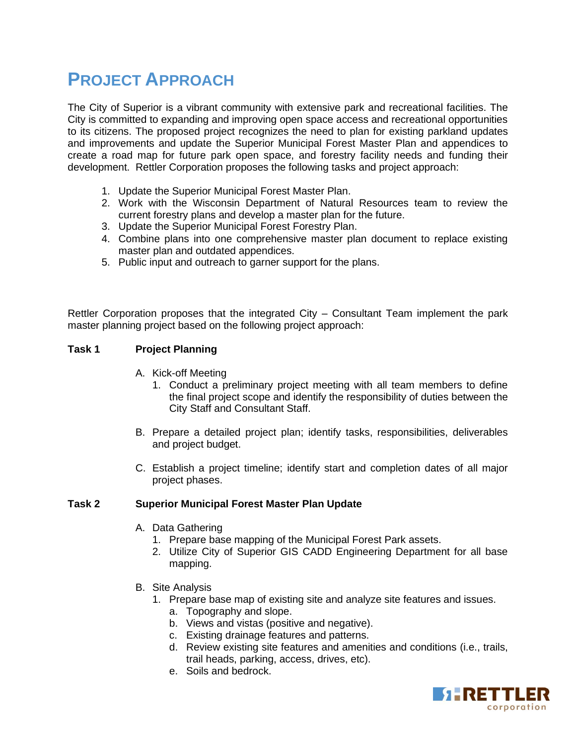# PROJECT APPROACH

The City of Superior is a vibrant community with extensive park and recreational facilities. The City is committed to expanding and improving open space access and recreational opportunities to its citizens. The proposed project recognizes the need to plan for existing parkland updates and improvements and update the Superior Municipal Forest Master Plan and appendices to create a road map for future park open space, and forestry facility needs and funding their development. Rettler Corporation proposes the following tasks and project approach:

1. Update the Superior Municipal Forest Master Plan.
2. Work with the Wisconsin Department of Natural Resources team to review the current forestry plans and develop a master plan for the future.
3. Update the Superior Municipal Forest Forestry Plan.
4. Combine plans into one comprehensive master plan document to replace existing master plan and outdated appendices.
5. Public input and outreach to garner support for the plans.

Rettler Corporation proposes that the integrated City – Consultant Team implement the park master planning project based on the following project approach:

**Task 1 Project Planning**

A. Kick-off Meeting
   1. Conduct a preliminary project meeting with all team members to define the final project scope and identify the responsibility of duties between the City Staff and Consultant Staff.

B. Prepare a detailed project plan; identify tasks, responsibilities, deliverables and project budget.

C. Establish a project timeline; identify start and completion dates of all major project phases.

**Task 2 Superior Municipal Forest Master Plan Update**

A. Data Gathering
   1. Prepare base mapping of the Municipal Forest Park assets.
   2. Utilize City of Superior GIS CADD Engineering Department for all base mapping.

B. Site Analysis
   1. Prepare base map of existing site and analyze site features and issues.
      a. Topography and slope.
      b. Views and vistas (positive and negative).
      c. Existing drainage features and patterns.
      d. Review existing site features and amenities and conditions (i.e., trails, trail heads, parking, access, drives, etc).
      e. Soils and bedrock.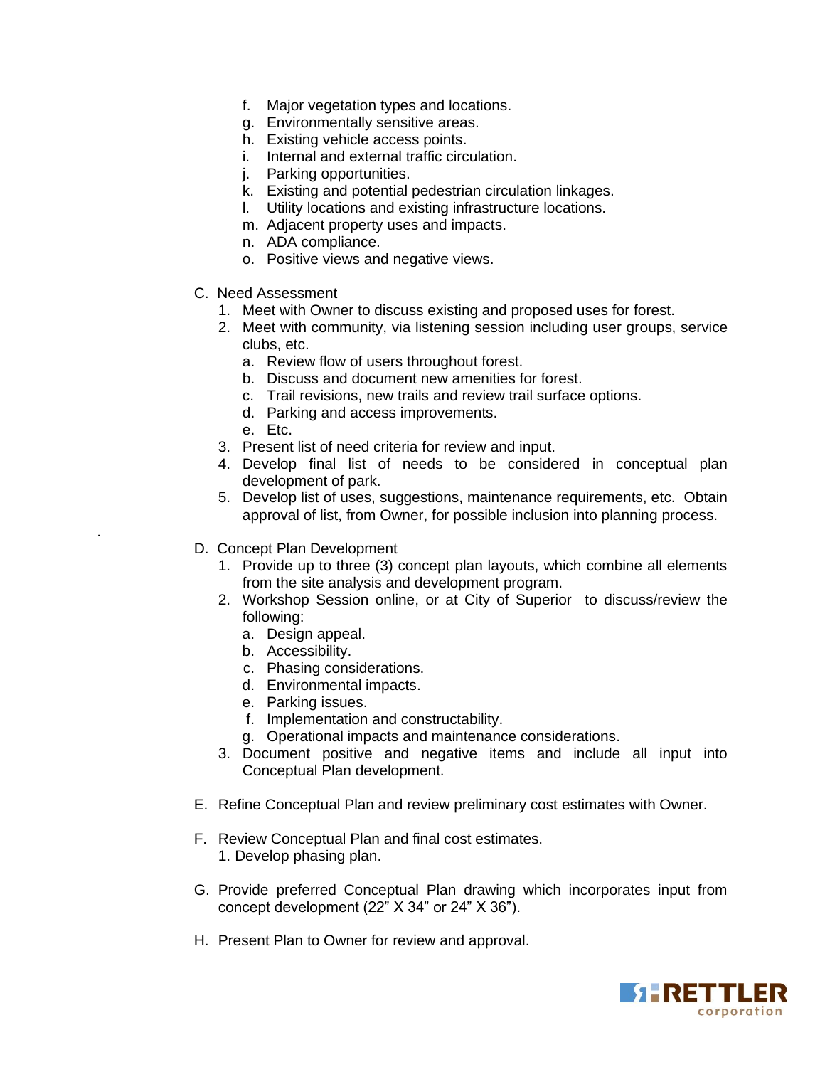f. Major vegetation types and locations.
g. Environmentally sensitive areas.
h. Existing vehicle access points.
i. Internal and external traffic circulation.
j. Parking opportunities.
k. Existing and potential pedestrian circulation linkages.
l. Utility locations and existing infrastructure locations.
m. Adjacent property uses and impacts.
n. ADA compliance.
o. Positive views and negative views.

C. Need Assessment
1. Meet with Owner to discuss existing and proposed uses for forest.
2. Meet with community, via listening session including user groups, service clubs, etc.
   a. Review flow of users throughout forest.
   b. Discuss and document new amenities for forest.
   c. Trail revisions, new trails and review trail surface options.
   d. Parking and access improvements.
   e. Etc.
3. Present list of need criteria for review and input.
4. Develop final list of needs to be considered in conceptual plan development of park.
5. Develop list of uses, suggestions, maintenance requirements, etc. Obtain approval of list, from Owner, for possible inclusion into planning process.

D. Concept Plan Development
1. Provide up to three (3) concept plan layouts, which combine all elements from the site analysis and development program.
2. Workshop Session online, or at City of Superior to discuss/review the following:
   a. Design appeal.
   b. Accessibility.
   c. Phasing considerations.
   d. Environmental impacts.
   e. Parking issues.
   f. Implementation and constructability.
   g. Operational impacts and maintenance considerations.
3. Document positive and negative items and include all input into Conceptual Plan development.

E. Refine Conceptual Plan and review preliminary cost estimates with Owner.

F. Review Conceptual Plan and final cost estimates.
1. Develop phasing plan.

G. Provide preferred Conceptual Plan drawing which incorporates input from concept development (22" X 34" or 24" X 36").

H. Present Plan to Owner for review and approval.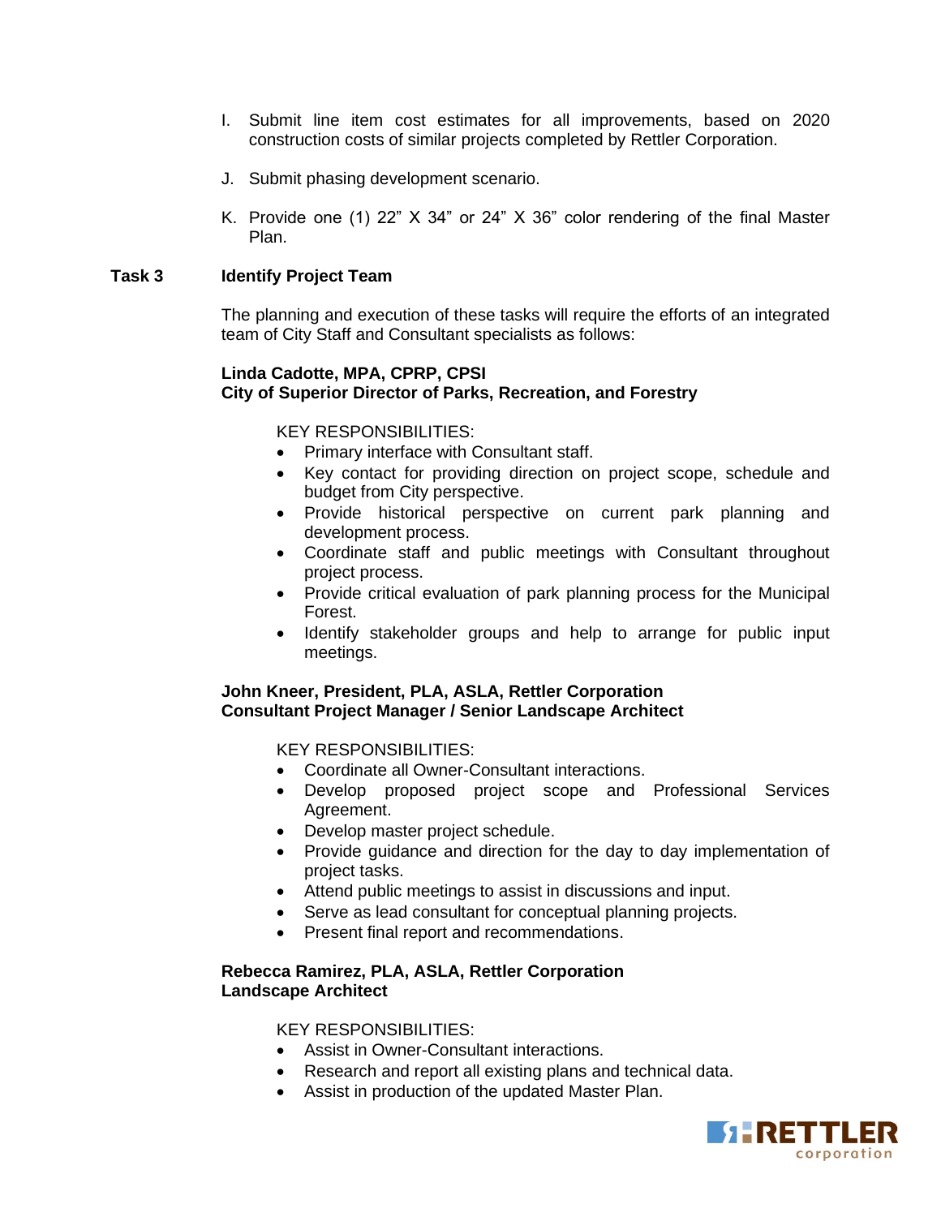I. Submit line item cost estimates for all improvements, based on 2020 construction costs of similar projects completed by Rettler Corporation.

J. Submit phasing development scenario.

K. Provide one (1) 22” X 34” or 24” X 36” color rendering of the final Master Plan.

**Task 3 Identify Project Team**

The planning and execution of these tasks will require the efforts of an integrated team of City Staff and Consultant specialists as follows:

**Linda Cadotte, MPA, CPRP, CPSI**
**City of Superior Director of Parks, Recreation, and Forestry**

KEY RESPONSIBILITIES:

- Primary interface with Consultant staff.
- Key contact for providing direction on project scope, schedule and budget from City perspective.
- Provide historical perspective on current park planning and development process.
- Coordinate staff and public meetings with Consultant throughout project process.
- Provide critical evaluation of park planning process for the Municipal Forest.
- Identify stakeholder groups and help to arrange for public input meetings.

**John Kneer, President, PLA, ASLA, Rettler Corporation**
**Consultant Project Manager / Senior Landscape Architect**

KEY RESPONSIBILITIES:

- Coordinate all Owner-Consultant interactions.
- Develop proposed project scope and Professional Services Agreement.
- Develop master project schedule.
- Provide guidance and direction for the day to day implementation of project tasks.
- Attend public meetings to assist in discussions and input.
- Serve as lead consultant for conceptual planning projects.
- Present final report and recommendations.

**Rebecca Ramirez, PLA, ASLA, Rettler Corporation**
**Landscape Architect**

KEY RESPONSIBILITIES:

- Assist in Owner-Consultant interactions.
- Research and report all existing plans and technical data.
- Assist in production of the updated Master Plan.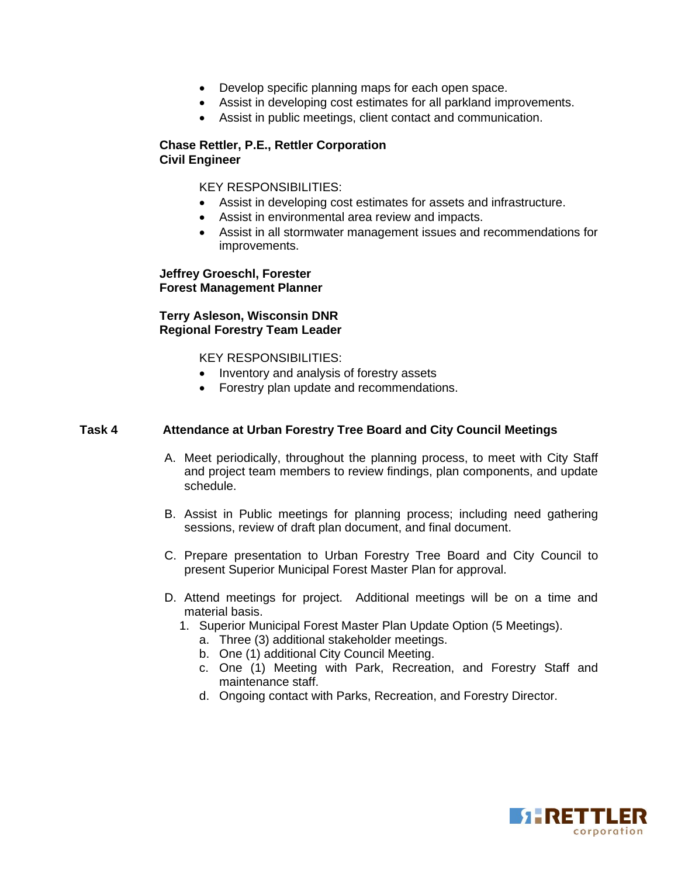- Develop specific planning maps for each open space.
- Assist in developing cost estimates for all parkland improvements.
- Assist in public meetings, client contact and communication.

**Chase Rettler, P.E., Rettler Corporation**
**Civil Engineer**

KEY RESPONSIBILITIES:

- Assist in developing cost estimates for assets and infrastructure.
- Assist in environmental area review and impacts.
- Assist in all stormwater management issues and recommendations for improvements.

**Jeffrey Groeschl, Forester**
**Forest Management Planner**

**Terry Asleson, Wisconsin DNR**
**Regional Forestry Team Leader**

KEY RESPONSIBILITIES:

- Inventory and analysis of forestry assets
- Forestry plan update and recommendations.

### Task 4 Attendance at Urban Forestry Tree Board and City Council Meetings

A. Meet periodically, throughout the planning process, to meet with City Staff and project team members to review findings, plan components, and update schedule.

B. Assist in Public meetings for planning process; including need gathering sessions, review of draft plan document, and final document.

C. Prepare presentation to Urban Forestry Tree Board and City Council to present Superior Municipal Forest Master Plan for approval.

D. Attend meetings for project. Additional meetings will be on a time and material basis.
   1. Superior Municipal Forest Master Plan Update Option (5 Meetings).
      a. Three (3) additional stakeholder meetings.
      b. One (1) additional City Council Meeting.
      c. One (1) Meeting with Park, Recreation, and Forestry Staff and maintenance staff.
      d. Ongoing contact with Parks, Recreation, and Forestry Director.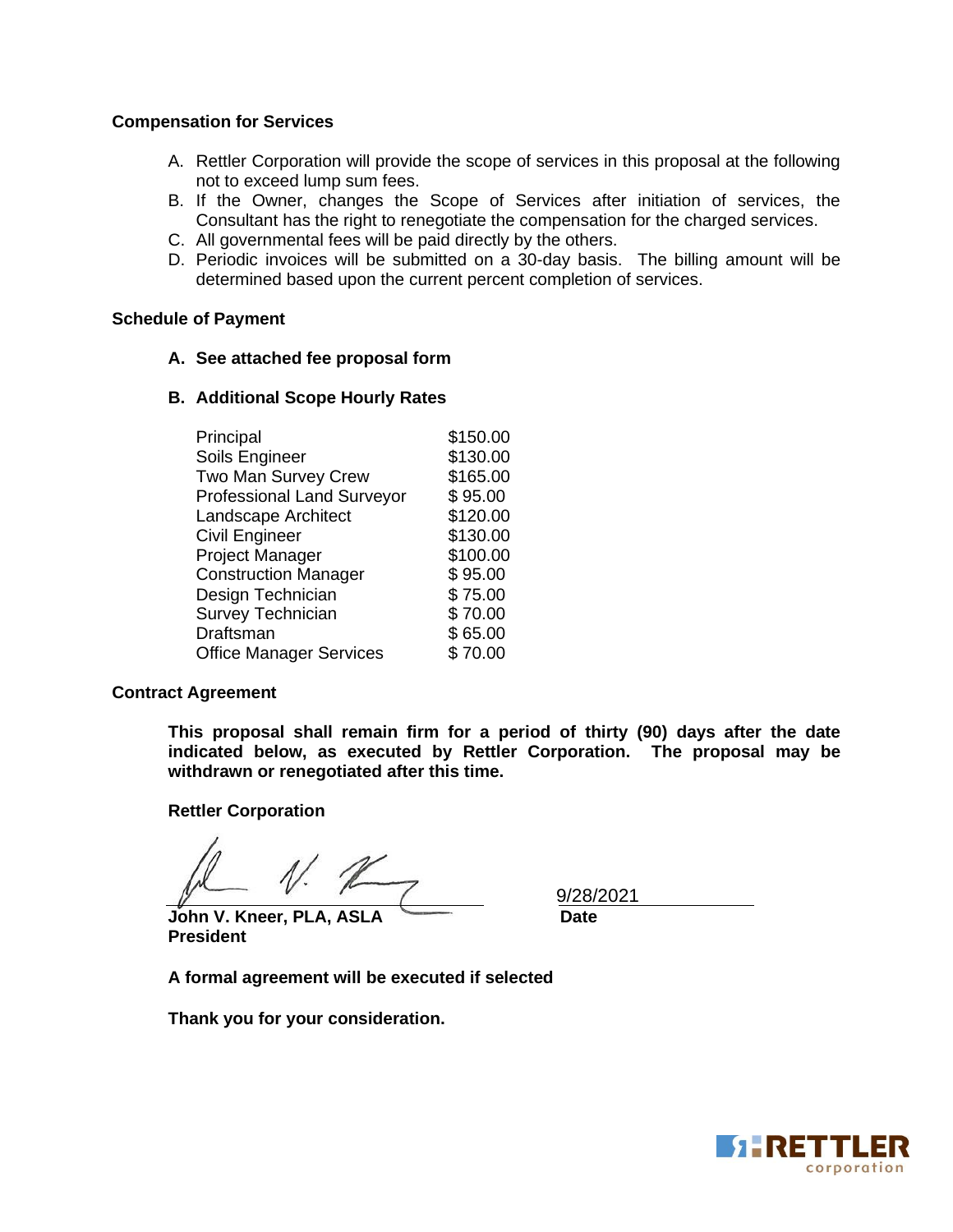**Compensation for Services**

A. Rettler Corporation will provide the scope of services in this proposal at the following not to exceed lump sum fees.
B. If the Owner, changes the Scope of Services after initiation of services, the Consultant has the right to renegotiate the compensation for the charged services.
C. All governmental fees will be paid directly by the others.
D. Periodic invoices will be submitted on a 30-day basis. The billing amount will be determined based upon the current percent completion of services.

**Schedule of Payment**

**A. See attached fee proposal form**

**B. Additional Scope Hourly Rates**

| | |
|---|---|
| Principal | $150.00 |
| Soils Engineer | $130.00 |
| Two Man Survey Crew | $165.00 |
| Professional Land Surveyor | $ 95.00 |
| Landscape Architect | $120.00 |
| Civil Engineer | $130.00 |
| Project Manager | $100.00 |
| Construction Manager | $ 95.00 |
| Design Technician | $ 75.00 |
| Survey Technician | $ 70.00 |
| Draftsman | $ 65.00 |
| Office Manager Services | $ 70.00 |

**Contract Agreement**

**This proposal shall remain firm for a period of thirty (90) days after the date indicated below, as executed by Rettler Corporation. The proposal may be withdrawn or renegotiated after this time.**

**Rettler Corporation**

**John V. Kneer, PLA, ASLA**
**President**

9/28/2021
**Date**

**A formal agreement will be executed if selected**

**Thank you for your consideration.**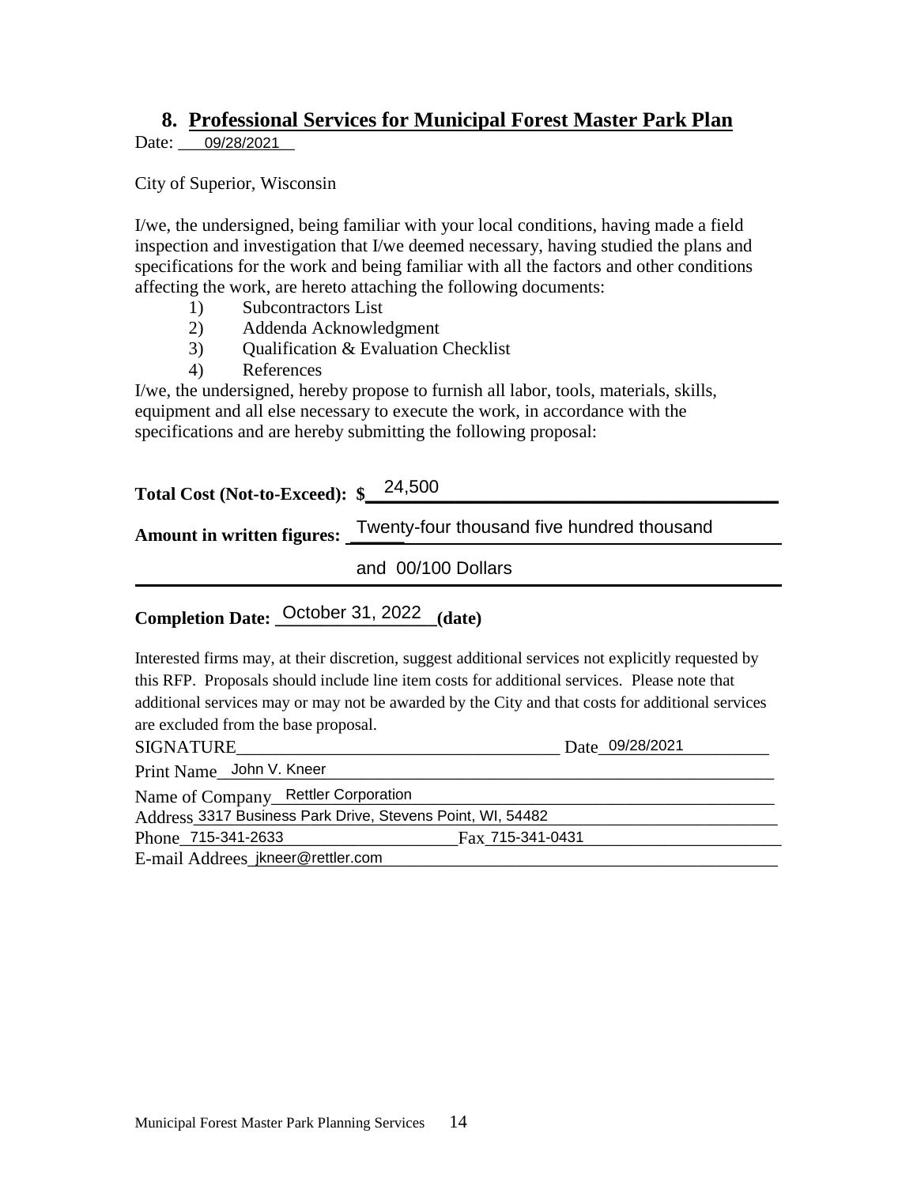## 8. Professional Services for Municipal Forest Master Park Plan

Date: 09/28/2021

City of Superior, Wisconsin

I/we, the undersigned, being familiar with your local conditions, having made a field inspection and investigation that I/we deemed necessary, having studied the plans and specifications for the work and being familiar with all the factors and other conditions affecting the work, are hereto attaching the following documents:

1) Subcontractors List
2) Addenda Acknowledgment
3) Qualification & Evaluation Checklist
4) References

I/we, the undersigned, hereby propose to furnish all labor, tools, materials, skills, equipment and all else necessary to execute the work, in accordance with the specifications and are hereby submitting the following proposal:

**Total Cost (Not-to-Exceed): $** 24,500

**Amount in written figures:** Twenty-four thousand five hundred thousand and 00/100 Dollars

**Completion Date:** October 31, 2022 **(date)**

Interested firms may, at their discretion, suggest additional services not explicitly requested by this RFP. Proposals should include line item costs for additional services. Please note that additional services may or may not be awarded by the City and that costs for additional services are excluded from the base proposal.

SIGNATURE\_\_\_\_\_\_\_\_\_\_\_\_\_\_\_\_\_\_\_\_ Date 09/28/2021

Print Name John V. Kneer

Name of Company Rettler Corporation

Address 3317 Business Park Drive, Stevens Point, WI, 54482

Phone 715-341-2633 Fax 715-341-0431

E-mail Addrees jkneer@rettler.com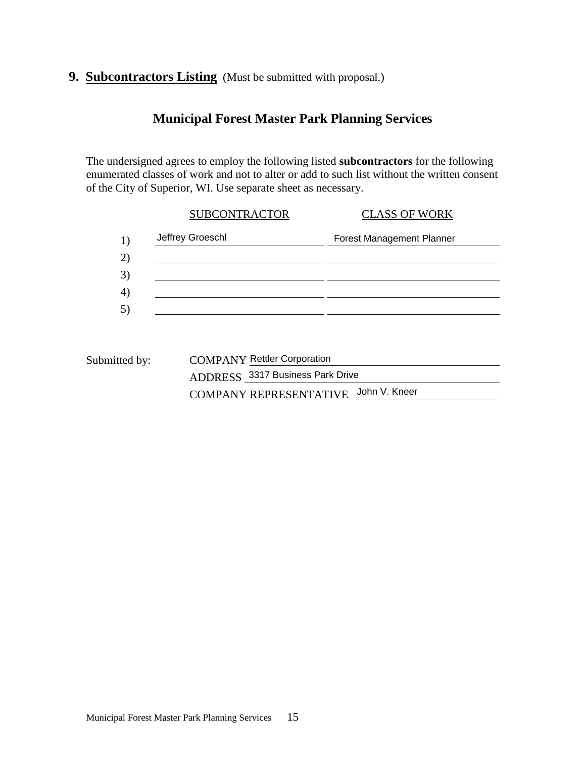## 9. <u>Subcontractors Listing</u> (Must be submitted with proposal.)

### Municipal Forest Master Park Planning Services

The undersigned agrees to employ the following listed **subcontractors** for the following enumerated classes of work and not to alter or add to such list without the written consent of the City of Superior, WI. Use separate sheet as necessary.

| | SUBCONTRACTOR | CLASS OF WORK |
|---|---|---|
| 1) | Jeffrey Groeschl | Forest Management Planner |
| 2) | | |
| 3) | | |
| 4) | | |
| 5) | | |

Submitted by:

COMPANY Rettler Corporation

ADDRESS 3317 Business Park Drive

COMPANY REPRESENTATIVE John V. Kneer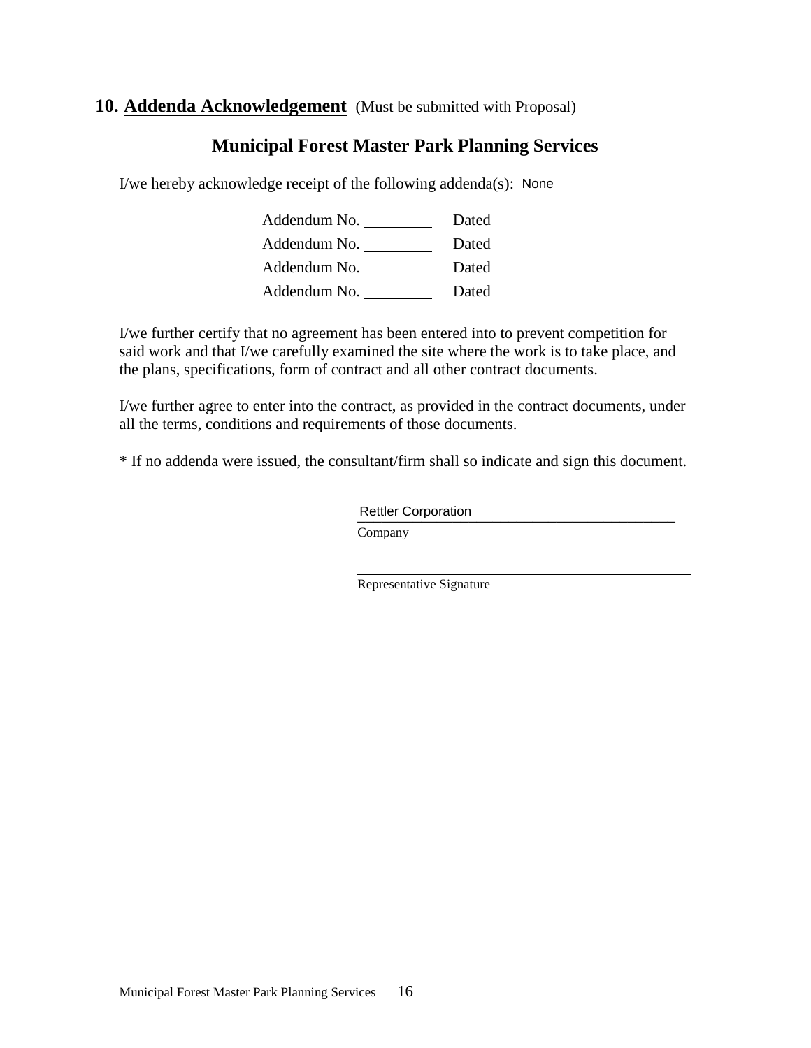## 10. <u>Addenda Acknowledgement</u> (Must be submitted with Proposal)

### Municipal Forest Master Park Planning Services

I/we hereby acknowledge receipt of the following addenda(s): None

Addendum No. \_\_\_\_\_\_\_\_ Dated

Addendum No. \_\_\_\_\_\_\_\_ Dated

Addendum No. \_\_\_\_\_\_\_\_ Dated

Addendum No. \_\_\_\_\_\_\_\_ Dated

I/we further certify that no agreement has been entered into to prevent competition for said work and that I/we carefully examined the site where the work is to take place, and the plans, specifications, form of contract and all other contract documents.

I/we further agree to enter into the contract, as provided in the contract documents, under all the terms, conditions and requirements of those documents.

* If no addenda were issued, the consultant/firm shall so indicate and sign this document.

Rettler Corporation
Company

\_\_\_\_\_\_\_\_\_\_\_\_\_\_\_\_\_\_\_\_\_\_\_\_\_\_\_\_\_\_
Representative Signature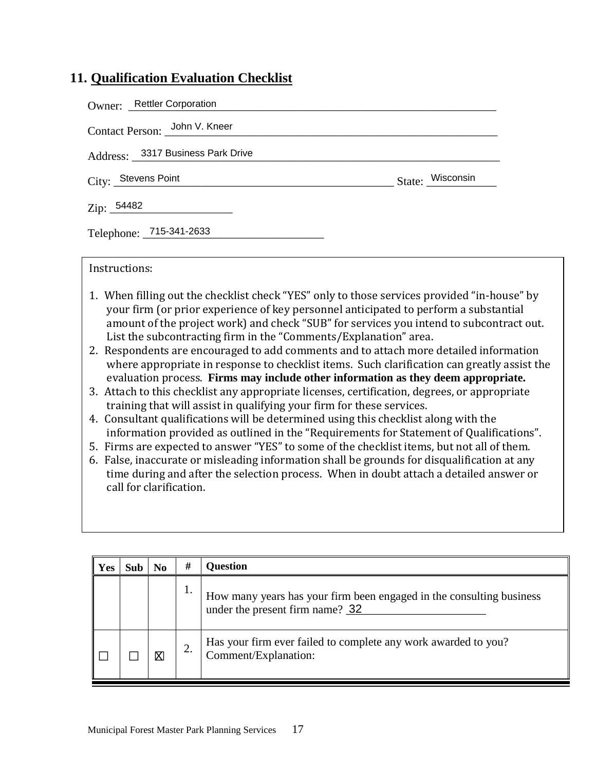## 11. Qualification Evaluation Checklist

Owner: Rettler Corporation

Contact Person: John V. Kneer

Address: 3317 Business Park Drive

City: Stevens Point State: Wisconsin

Zip: 54482

Telephone: 715-341-2633

Instructions:

1. When filling out the checklist check "YES" only to those services provided "in-house" by your firm (or prior experience of key personnel anticipated to perform a substantial amount of the project work) and check "SUB" for services you intend to subcontract out. List the subcontracting firm in the "Comments/Explanation" area.
2. Respondents are encouraged to add comments and to attach more detailed information where appropriate in response to checklist items. Such clarification can greatly assist the evaluation process. **Firms may include other information as they deem appropriate.**
3. Attach to this checklist any appropriate licenses, certification, degrees, or appropriate training that will assist in qualifying your firm for these services.
4. Consultant qualifications will be determined using this checklist along with the information provided as outlined in the "Requirements for Statement of Qualifications".
5. Firms are expected to answer "YES" to some of the checklist items, but not all of them.
6. False, inaccurate or misleading information shall be grounds for disqualification at any time during and after the selection process. When in doubt attach a detailed answer or call for clarification.

| Yes | Sub | No | # | Question |
|---|---|---|---|---|
| | | | 1. | How many years has your firm been engaged in the consulting business under the present firm name? 32 |
| ☐ | ☐ | ☒ | 2. | Has your firm ever failed to complete any work awarded to you? Comment/Explanation: |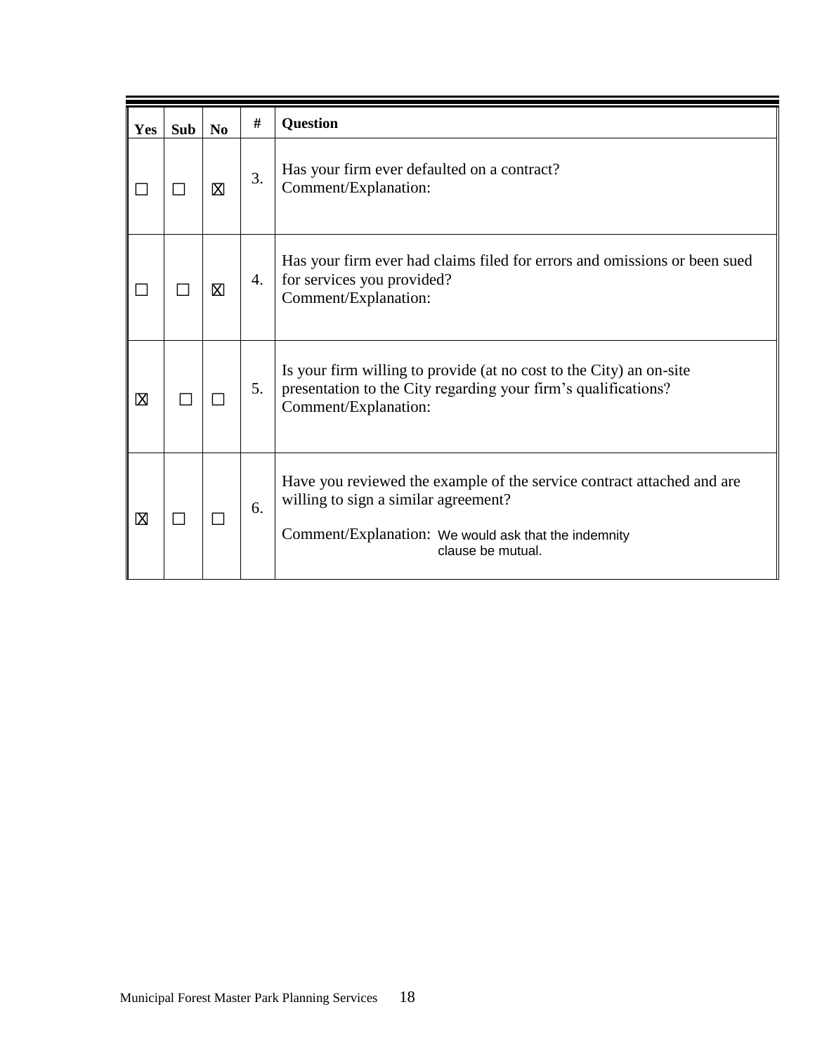| Yes | Sub | No | # | Question |
|---|---|---|---|---|
| ☐ | ☐ | ☒ | 3. | Has your firm ever defaulted on a contract?<br>Comment/Explanation: |
| ☐ | ☐ | ☒ | 4. | Has your firm ever had claims filed for errors and omissions or been sued for services you provided?<br>Comment/Explanation: |
| ☒ | ☐ | ☐ | 5. | Is your firm willing to provide (at no cost to the City) an on-site presentation to the City regarding your firm's qualifications?<br>Comment/Explanation: |
| ☒ | ☐ | ☐ | 6. | Have you reviewed the example of the service contract attached and are willing to sign a similar agreement?<br>Comment/Explanation: We would ask that the indemnity clause be mutual. |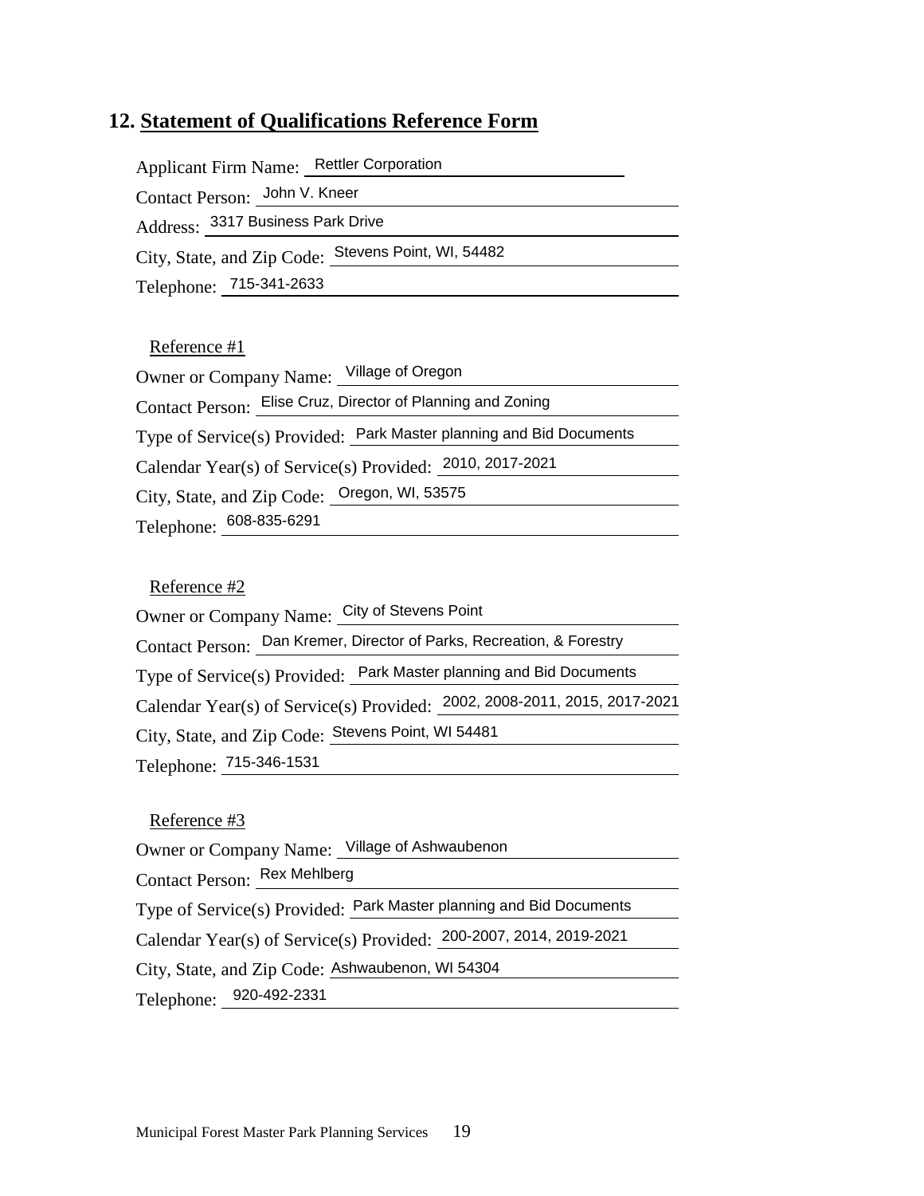## 12. Statement of Qualifications Reference Form

Applicant Firm Name: Rettler Corporation

Contact Person: John V. Kneer

Address: 3317 Business Park Drive

City, State, and Zip Code: Stevens Point, WI, 54482

Telephone: 715-341-2633

Reference #1

Owner or Company Name: Village of Oregon

Contact Person: Elise Cruz, Director of Planning and Zoning

Type of Service(s) Provided: Park Master planning and Bid Documents

Calendar Year(s) of Service(s) Provided: 2010, 2017-2021

City, State, and Zip Code: Oregon, WI, 53575

Telephone: 608-835-6291

Reference #2

Owner or Company Name: City of Stevens Point

Contact Person: Dan Kremer, Director of Parks, Recreation, & Forestry

Type of Service(s) Provided: Park Master planning and Bid Documents

Calendar Year(s) of Service(s) Provided: 2002, 2008-2011, 2015, 2017-2021

City, State, and Zip Code: Stevens Point, WI 54481

Telephone: 715-346-1531

Reference #3

Owner or Company Name: Village of Ashwaubenon

Contact Person: Rex Mehlberg

Type of Service(s) Provided: Park Master planning and Bid Documents

Calendar Year(s) of Service(s) Provided: 200-2007, 2014, 2019-2021

City, State, and Zip Code: Ashwaubenon, WI 54304

Telephone: 920-492-2331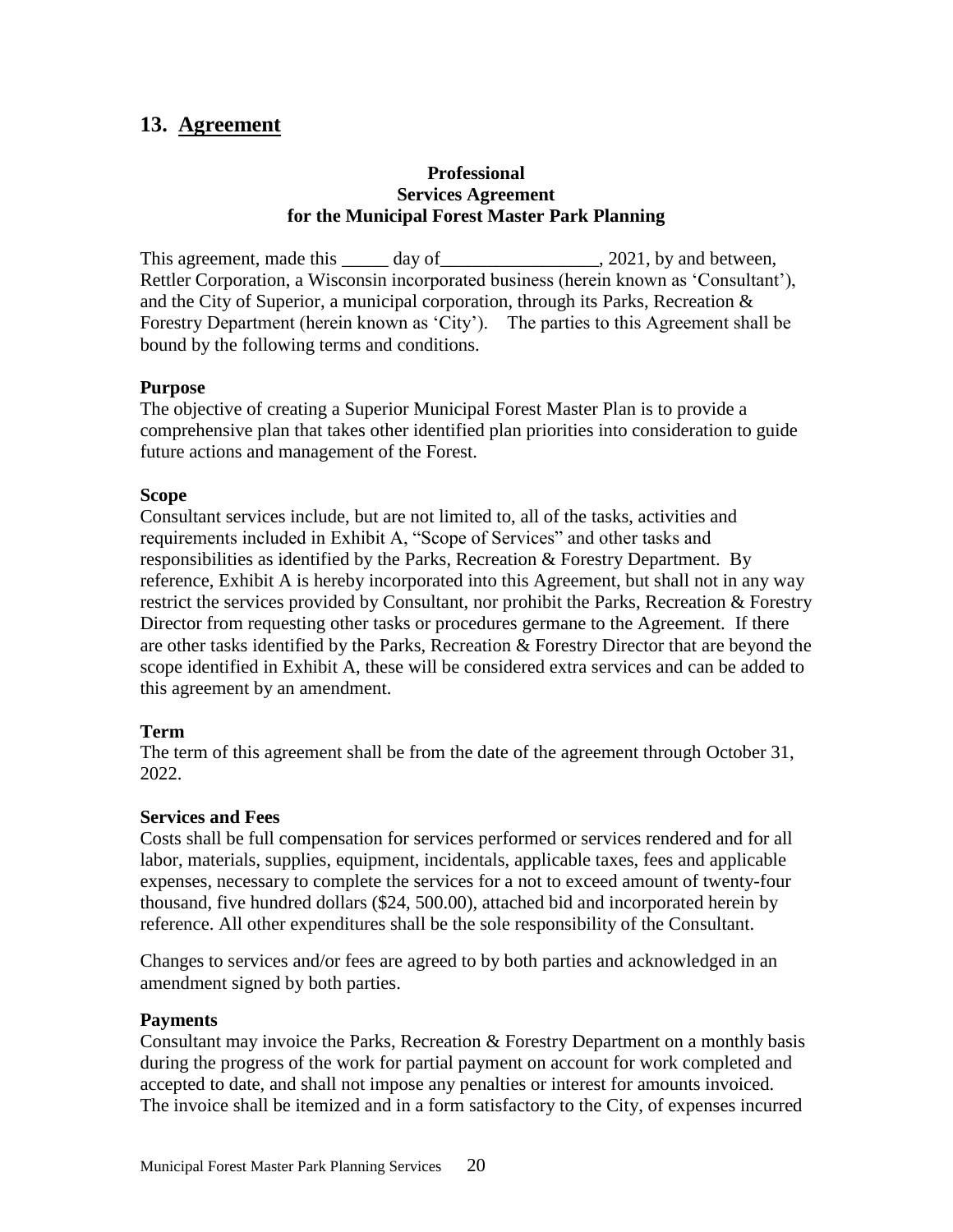## 13. Agreement

**Professional**
**Services Agreement**
**for the Municipal Forest Master Park Planning**

This agreement, made this _____ day of_________________, 2021, by and between, Rettler Corporation, a Wisconsin incorporated business (herein known as 'Consultant'), and the City of Superior, a municipal corporation, through its Parks, Recreation & Forestry Department (herein known as 'City'). The parties to this Agreement shall be bound by the following terms and conditions.

**Purpose**
The objective of creating a Superior Municipal Forest Master Plan is to provide a comprehensive plan that takes other identified plan priorities into consideration to guide future actions and management of the Forest.

**Scope**
Consultant services include, but are not limited to, all of the tasks, activities and requirements included in Exhibit A, "Scope of Services" and other tasks and responsibilities as identified by the Parks, Recreation & Forestry Department. By reference, Exhibit A is hereby incorporated into this Agreement, but shall not in any way restrict the services provided by Consultant, nor prohibit the Parks, Recreation & Forestry Director from requesting other tasks or procedures germane to the Agreement. If there are other tasks identified by the Parks, Recreation & Forestry Director that are beyond the scope identified in Exhibit A, these will be considered extra services and can be added to this agreement by an amendment.

**Term**
The term of this agreement shall be from the date of the agreement through October 31, 2022.

**Services and Fees**
Costs shall be full compensation for services performed or services rendered and for all labor, materials, supplies, equipment, incidentals, applicable taxes, fees and applicable expenses, necessary to complete the services for a not to exceed amount of twenty-four thousand, five hundred dollars ($24, 500.00), attached bid and incorporated herein by reference. All other expenditures shall be the sole responsibility of the Consultant.

Changes to services and/or fees are agreed to by both parties and acknowledged in an amendment signed by both parties.

**Payments**
Consultant may invoice the Parks, Recreation & Forestry Department on a monthly basis during the progress of the work for partial payment on account for work completed and accepted to date, and shall not impose any penalties or interest for amounts invoiced. The invoice shall be itemized and in a form satisfactory to the City, of expenses incurred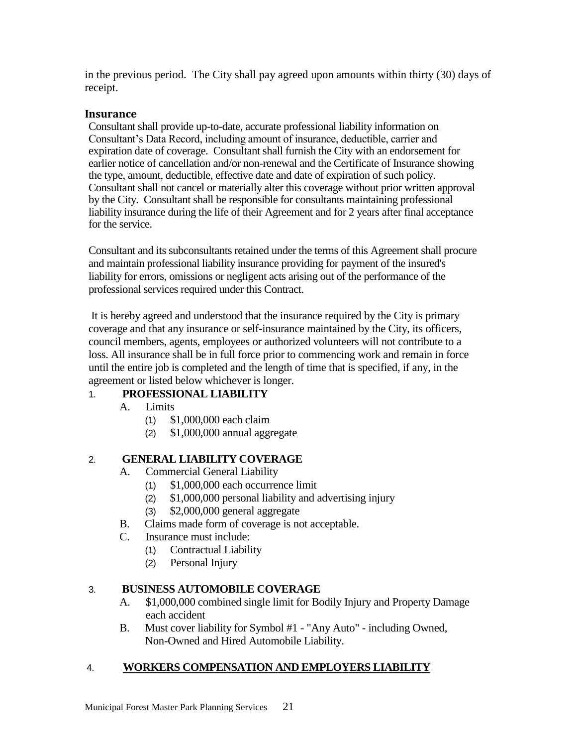in the previous period. The City shall pay agreed upon amounts within thirty (30) days of receipt.

### Insurance

Consultant shall provide up-to-date, accurate professional liability information on Consultant's Data Record, including amount of insurance, deductible, carrier and expiration date of coverage. Consultant shall furnish the City with an endorsement for earlier notice of cancellation and/or non-renewal and the Certificate of Insurance showing the type, amount, deductible, effective date and date of expiration of such policy. Consultant shall not cancel or materially alter this coverage without prior written approval by the City. Consultant shall be responsible for consultants maintaining professional liability insurance during the life of their Agreement and for 2 years after final acceptance for the service.

Consultant and its subconsultants retained under the terms of this Agreement shall procure and maintain professional liability insurance providing for payment of the insured's liability for errors, omissions or negligent acts arising out of the performance of the professional services required under this Contract.

It is hereby agreed and understood that the insurance required by the City is primary coverage and that any insurance or self-insurance maintained by the City, its officers, council members, agents, employees or authorized volunteers will not contribute to a loss. All insurance shall be in full force prior to commencing work and remain in force until the entire job is completed and the length of time that is specified, if any, in the agreement or listed below whichever is longer.

1. **PROFESSIONAL LIABILITY**
   - A. Limits
     - (1) $1,000,000 each claim
     - (2) $1,000,000 annual aggregate

2. **GENERAL LIABILITY COVERAGE**
   - A. Commercial General Liability
     - (1) $1,000,000 each occurrence limit
     - (2) $1,000,000 personal liability and advertising injury
     - (3) $2,000,000 general aggregate
   - B. Claims made form of coverage is not acceptable.
   - C. Insurance must include:
     - (1) Contractual Liability
     - (2) Personal Injury

3. **BUSINESS AUTOMOBILE COVERAGE**
   - A. $1,000,000 combined single limit for Bodily Injury and Property Damage each accident
   - B. Must cover liability for Symbol #1 - "Any Auto" - including Owned, Non-Owned and Hired Automobile Liability.

4. **WORKERS COMPENSATION AND EMPLOYERS LIABILITY**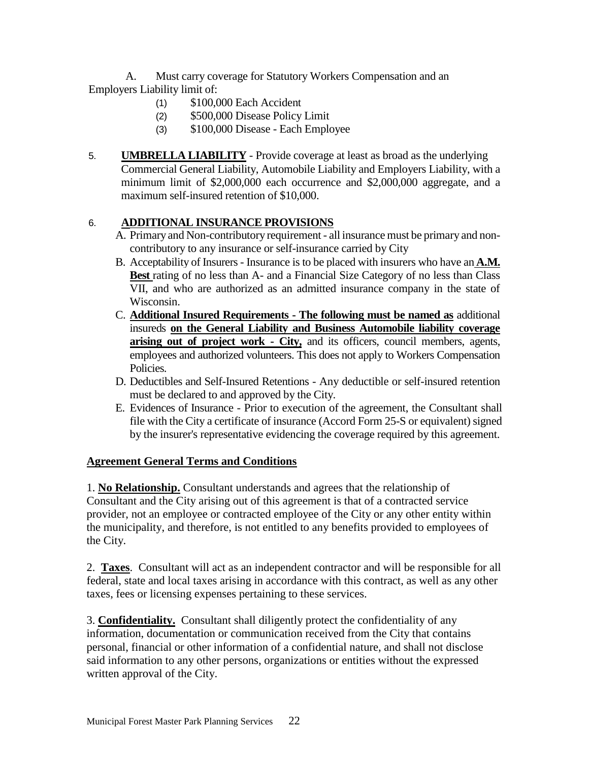A. Must carry coverage for Statutory Workers Compensation and an Employers Liability limit of:

(1) $100,000 Each Accident
(2) $500,000 Disease Policy Limit
(3) $100,000 Disease - Each Employee

5. **UMBRELLA LIABILITY** - Provide coverage at least as broad as the underlying Commercial General Liability, Automobile Liability and Employers Liability, with a minimum limit of $2,000,000 each occurrence and $2,000,000 aggregate, and a maximum self-insured retention of $10,000.

6. **ADDITIONAL INSURANCE PROVISIONS**

A. Primary and Non-contributory requirement - all insurance must be primary and non-contributory to any insurance or self-insurance carried by City

B. Acceptability of Insurers - Insurance is to be placed with insurers who have an **A.M. Best** rating of no less than A- and a Financial Size Category of no less than Class VII, and who are authorized as an admitted insurance company in the state of Wisconsin.

C. **Additional Insured Requirements - The following must be named as** additional insureds **on the General Liability and Business Automobile liability coverage arising out of project work - City,** and its officers, council members, agents, employees and authorized volunteers. This does not apply to Workers Compensation Policies.

D. Deductibles and Self-Insured Retentions - Any deductible or self-insured retention must be declared to and approved by the City.

E. Evidences of Insurance - Prior to execution of the agreement, the Consultant shall file with the City a certificate of insurance (Accord Form 25-S or equivalent) signed by the insurer's representative evidencing the coverage required by this agreement.

## Agreement General Terms and Conditions

1. **No Relationship.** Consultant understands and agrees that the relationship of Consultant and the City arising out of this agreement is that of a contracted service provider, not an employee or contracted employee of the City or any other entity within the municipality, and therefore, is not entitled to any benefits provided to employees of the City.

2. **Taxes**. Consultant will act as an independent contractor and will be responsible for all federal, state and local taxes arising in accordance with this contract, as well as any other taxes, fees or licensing expenses pertaining to these services.

3. **Confidentiality.** Consultant shall diligently protect the confidentiality of any information, documentation or communication received from the City that contains personal, financial or other information of a confidential nature, and shall not disclose said information to any other persons, organizations or entities without the expressed written approval of the City.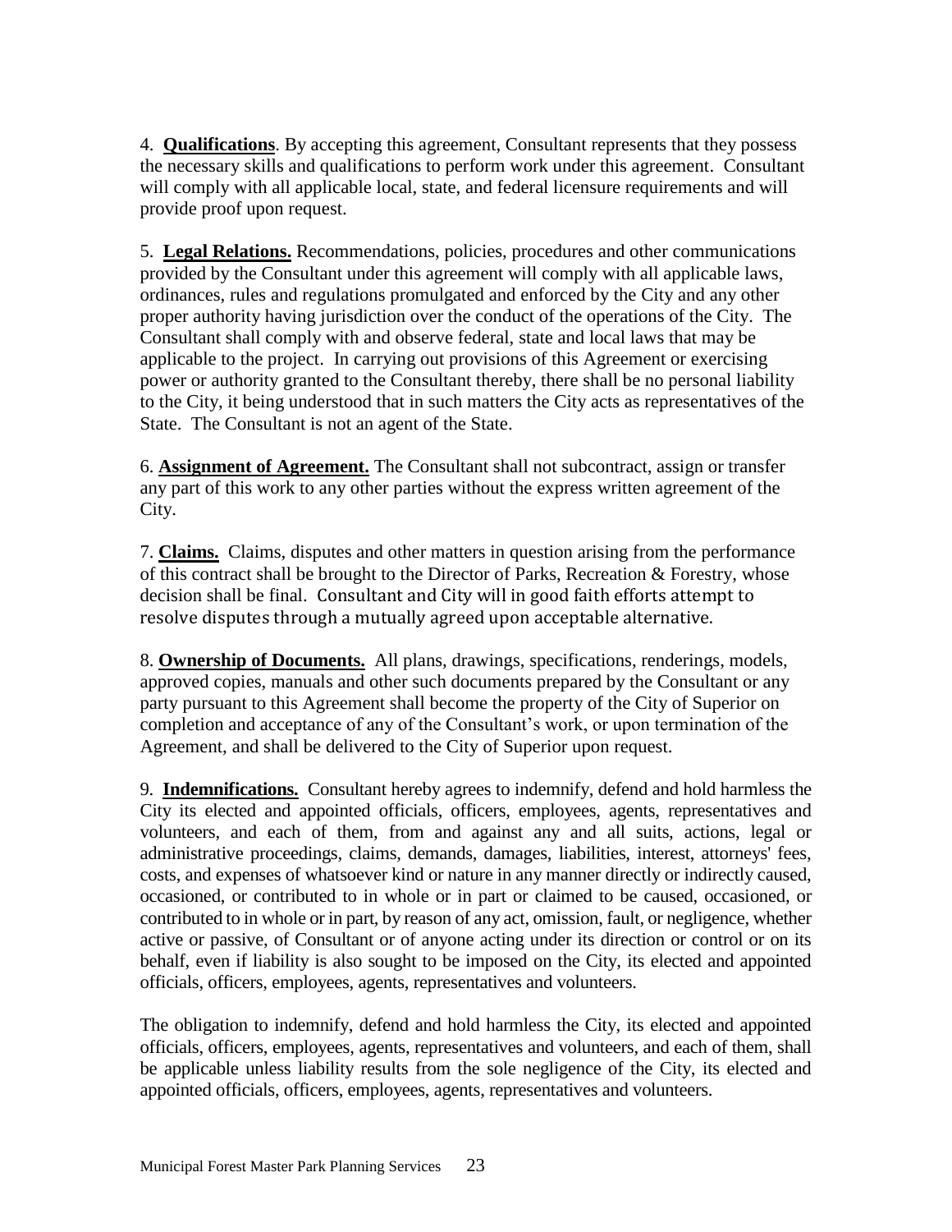4. **Qualifications**. By accepting this agreement, Consultant represents that they possess the necessary skills and qualifications to perform work under this agreement. Consultant will comply with all applicable local, state, and federal licensure requirements and will provide proof upon request.

5. **Legal Relations.** Recommendations, policies, procedures and other communications provided by the Consultant under this agreement will comply with all applicable laws, ordinances, rules and regulations promulgated and enforced by the City and any other proper authority having jurisdiction over the conduct of the operations of the City. The Consultant shall comply with and observe federal, state and local laws that may be applicable to the project. In carrying out provisions of this Agreement or exercising power or authority granted to the Consultant thereby, there shall be no personal liability to the City, it being understood that in such matters the City acts as representatives of the State. The Consultant is not an agent of the State.

6. **Assignment of Agreement.** The Consultant shall not subcontract, assign or transfer any part of this work to any other parties without the express written agreement of the City.

7. **Claims.** Claims, disputes and other matters in question arising from the performance of this contract shall be brought to the Director of Parks, Recreation & Forestry, whose decision shall be final. Consultant and City will in good faith efforts attempt to resolve disputes through a mutually agreed upon acceptable alternative.

8. **Ownership of Documents.** All plans, drawings, specifications, renderings, models, approved copies, manuals and other such documents prepared by the Consultant or any party pursuant to this Agreement shall become the property of the City of Superior on completion and acceptance of any of the Consultant's work, or upon termination of the Agreement, and shall be delivered to the City of Superior upon request.

9. **Indemnifications.** Consultant hereby agrees to indemnify, defend and hold harmless the City its elected and appointed officials, officers, employees, agents, representatives and volunteers, and each of them, from and against any and all suits, actions, legal or administrative proceedings, claims, demands, damages, liabilities, interest, attorneys' fees, costs, and expenses of whatsoever kind or nature in any manner directly or indirectly caused, occasioned, or contributed to in whole or in part or claimed to be caused, occasioned, or contributed to in whole or in part, by reason of any act, omission, fault, or negligence, whether active or passive, of Consultant or of anyone acting under its direction or control or on its behalf, even if liability is also sought to be imposed on the City, its elected and appointed officials, officers, employees, agents, representatives and volunteers.

The obligation to indemnify, defend and hold harmless the City, its elected and appointed officials, officers, employees, agents, representatives and volunteers, and each of them, shall be applicable unless liability results from the sole negligence of the City, its elected and appointed officials, officers, employees, agents, representatives and volunteers.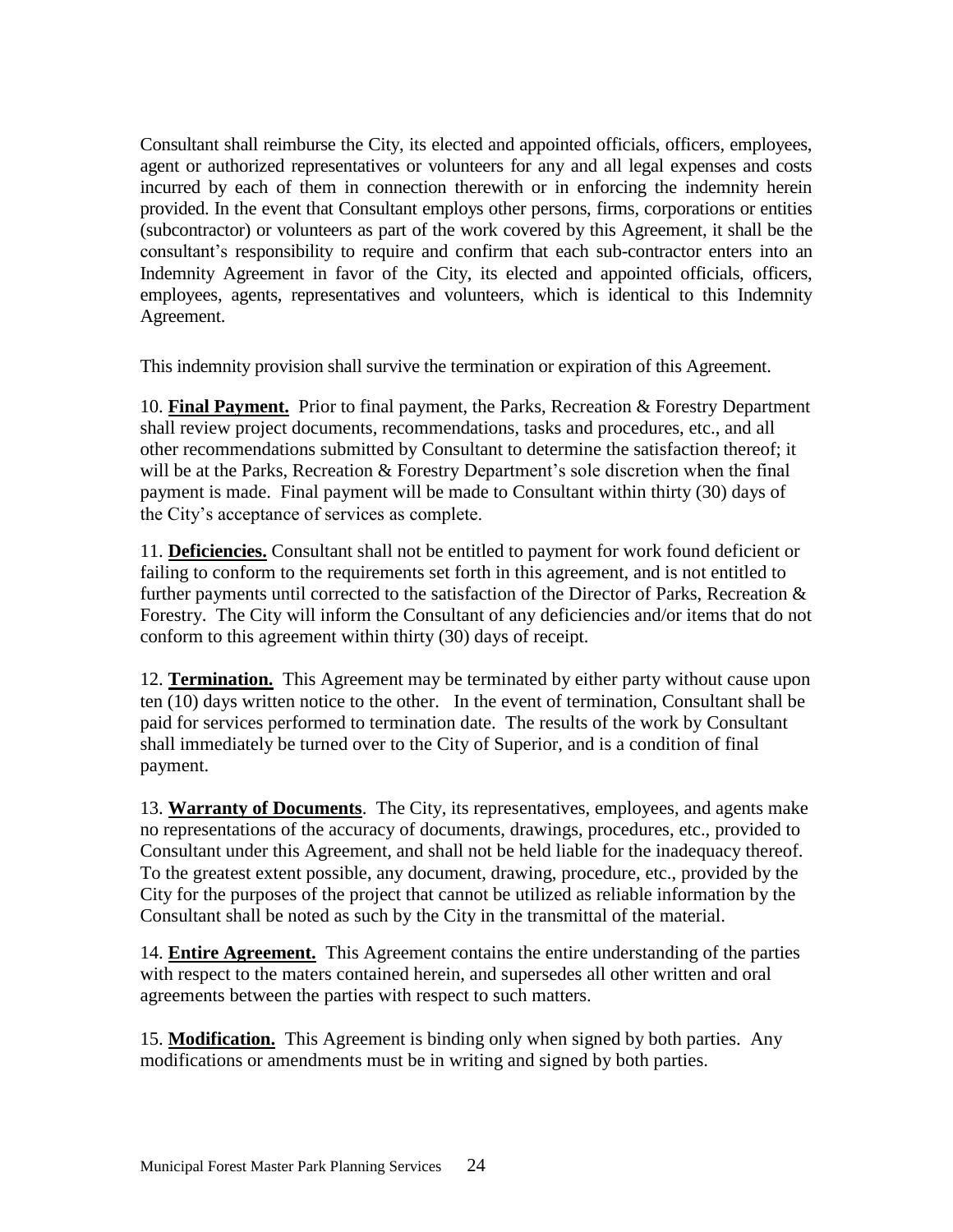Consultant shall reimburse the City, its elected and appointed officials, officers, employees, agent or authorized representatives or volunteers for any and all legal expenses and costs incurred by each of them in connection therewith or in enforcing the indemnity herein provided. In the event that Consultant employs other persons, firms, corporations or entities (subcontractor) or volunteers as part of the work covered by this Agreement, it shall be the consultant's responsibility to require and confirm that each sub-contractor enters into an Indemnity Agreement in favor of the City, its elected and appointed officials, officers, employees, agents, representatives and volunteers, which is identical to this Indemnity Agreement.

This indemnity provision shall survive the termination or expiration of this Agreement.

10. **Final Payment.** Prior to final payment, the Parks, Recreation & Forestry Department shall review project documents, recommendations, tasks and procedures, etc., and all other recommendations submitted by Consultant to determine the satisfaction thereof; it will be at the Parks, Recreation & Forestry Department's sole discretion when the final payment is made. Final payment will be made to Consultant within thirty (30) days of the City's acceptance of services as complete.

11. **Deficiencies.** Consultant shall not be entitled to payment for work found deficient or failing to conform to the requirements set forth in this agreement, and is not entitled to further payments until corrected to the satisfaction of the Director of Parks, Recreation & Forestry. The City will inform the Consultant of any deficiencies and/or items that do not conform to this agreement within thirty (30) days of receipt.

12. **Termination.** This Agreement may be terminated by either party without cause upon ten (10) days written notice to the other. In the event of termination, Consultant shall be paid for services performed to termination date. The results of the work by Consultant shall immediately be turned over to the City of Superior, and is a condition of final payment.

13. **Warranty of Documents**. The City, its representatives, employees, and agents make no representations of the accuracy of documents, drawings, procedures, etc., provided to Consultant under this Agreement, and shall not be held liable for the inadequacy thereof. To the greatest extent possible, any document, drawing, procedure, etc., provided by the City for the purposes of the project that cannot be utilized as reliable information by the Consultant shall be noted as such by the City in the transmittal of the material.

14. **Entire Agreement.** This Agreement contains the entire understanding of the parties with respect to the maters contained herein, and supersedes all other written and oral agreements between the parties with respect to such matters.

15. **Modification.** This Agreement is binding only when signed by both parties. Any modifications or amendments must be in writing and signed by both parties.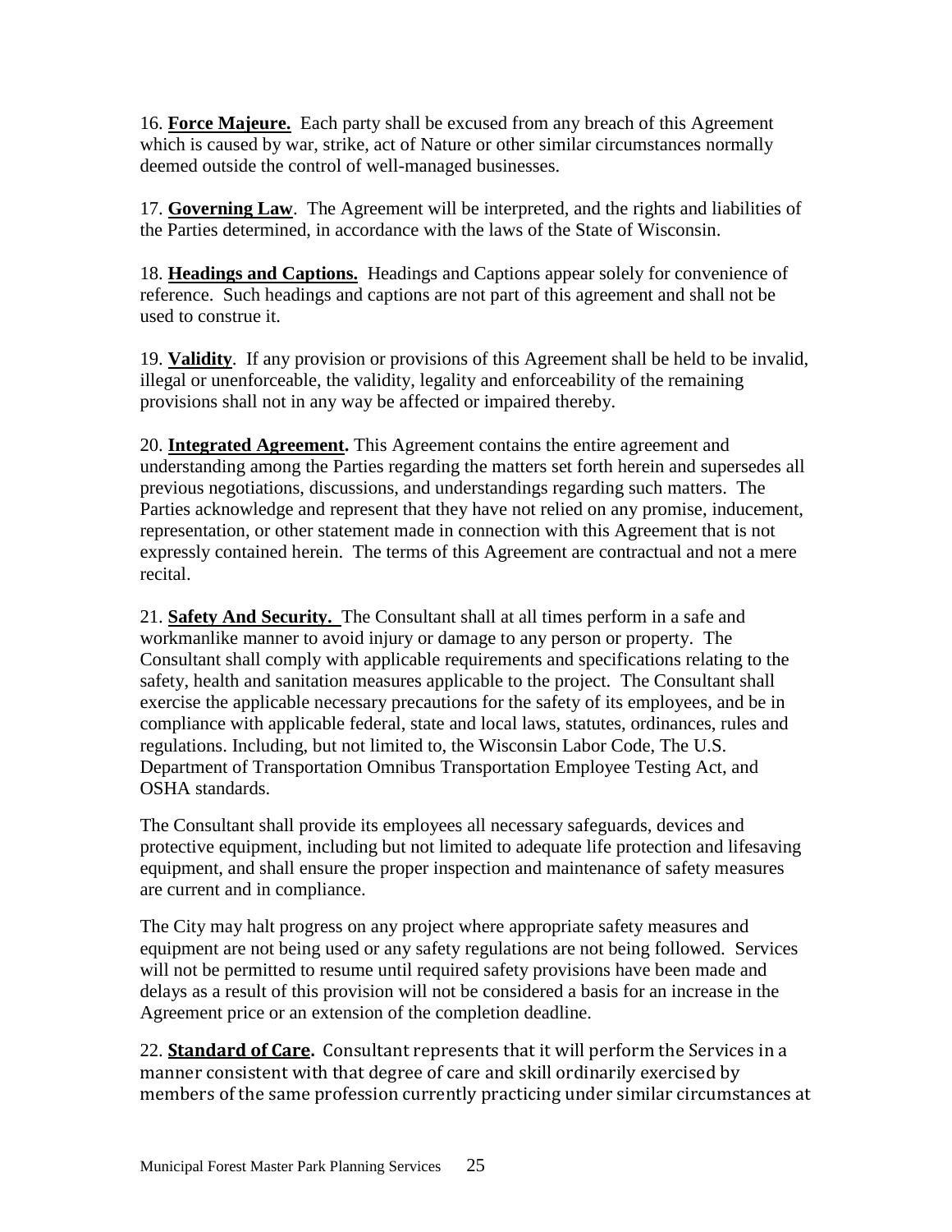16. **Force Majeure.** Each party shall be excused from any breach of this Agreement which is caused by war, strike, act of Nature or other similar circumstances normally deemed outside the control of well-managed businesses.

17. **Governing Law**. The Agreement will be interpreted, and the rights and liabilities of the Parties determined, in accordance with the laws of the State of Wisconsin.

18. **Headings and Captions.** Headings and Captions appear solely for convenience of reference. Such headings and captions are not part of this agreement and shall not be used to construe it.

19. **Validity**. If any provision or provisions of this Agreement shall be held to be invalid, illegal or unenforceable, the validity, legality and enforceability of the remaining provisions shall not in any way be affected or impaired thereby.

20. **Integrated Agreement.** This Agreement contains the entire agreement and understanding among the Parties regarding the matters set forth herein and supersedes all previous negotiations, discussions, and understandings regarding such matters. The Parties acknowledge and represent that they have not relied on any promise, inducement, representation, or other statement made in connection with this Agreement that is not expressly contained herein. The terms of this Agreement are contractual and not a mere recital.

21. **Safety And Security.** The Consultant shall at all times perform in a safe and workmanlike manner to avoid injury or damage to any person or property. The Consultant shall comply with applicable requirements and specifications relating to the safety, health and sanitation measures applicable to the project. The Consultant shall exercise the applicable necessary precautions for the safety of its employees, and be in compliance with applicable federal, state and local laws, statutes, ordinances, rules and regulations. Including, but not limited to, the Wisconsin Labor Code, The U.S. Department of Transportation Omnibus Transportation Employee Testing Act, and OSHA standards.

The Consultant shall provide its employees all necessary safeguards, devices and protective equipment, including but not limited to adequate life protection and lifesaving equipment, and shall ensure the proper inspection and maintenance of safety measures are current and in compliance.

The City may halt progress on any project where appropriate safety measures and equipment are not being used or any safety regulations are not being followed. Services will not be permitted to resume until required safety provisions have been made and delays as a result of this provision will not be considered a basis for an increase in the Agreement price or an extension of the completion deadline.

22. **Standard of Care.** Consultant represents that it will perform the Services in a manner consistent with that degree of care and skill ordinarily exercised by members of the same profession currently practicing under similar circumstances at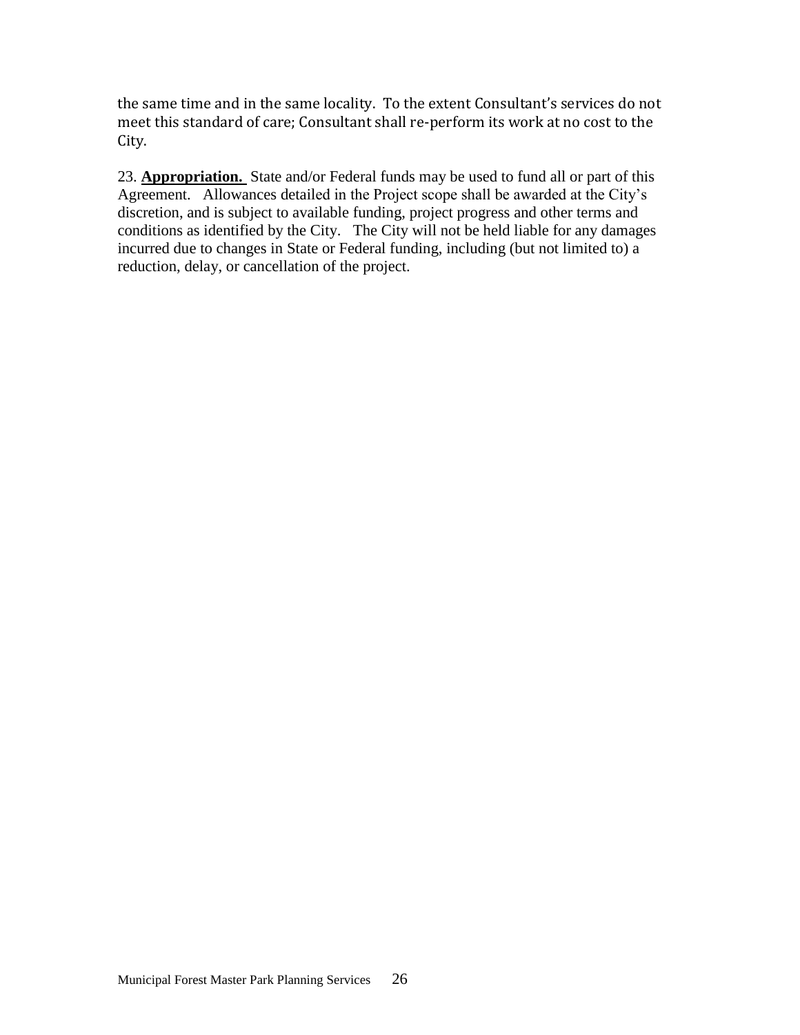the same time and in the same locality. To the extent Consultant's services do not meet this standard of care; Consultant shall re-perform its work at no cost to the City.

23. **Appropriation.** State and/or Federal funds may be used to fund all or part of this Agreement. Allowances detailed in the Project scope shall be awarded at the City's discretion, and is subject to available funding, project progress and other terms and conditions as identified by the City. The City will not be held liable for any damages incurred due to changes in State or Federal funding, including (but not limited to) a reduction, delay, or cancellation of the project.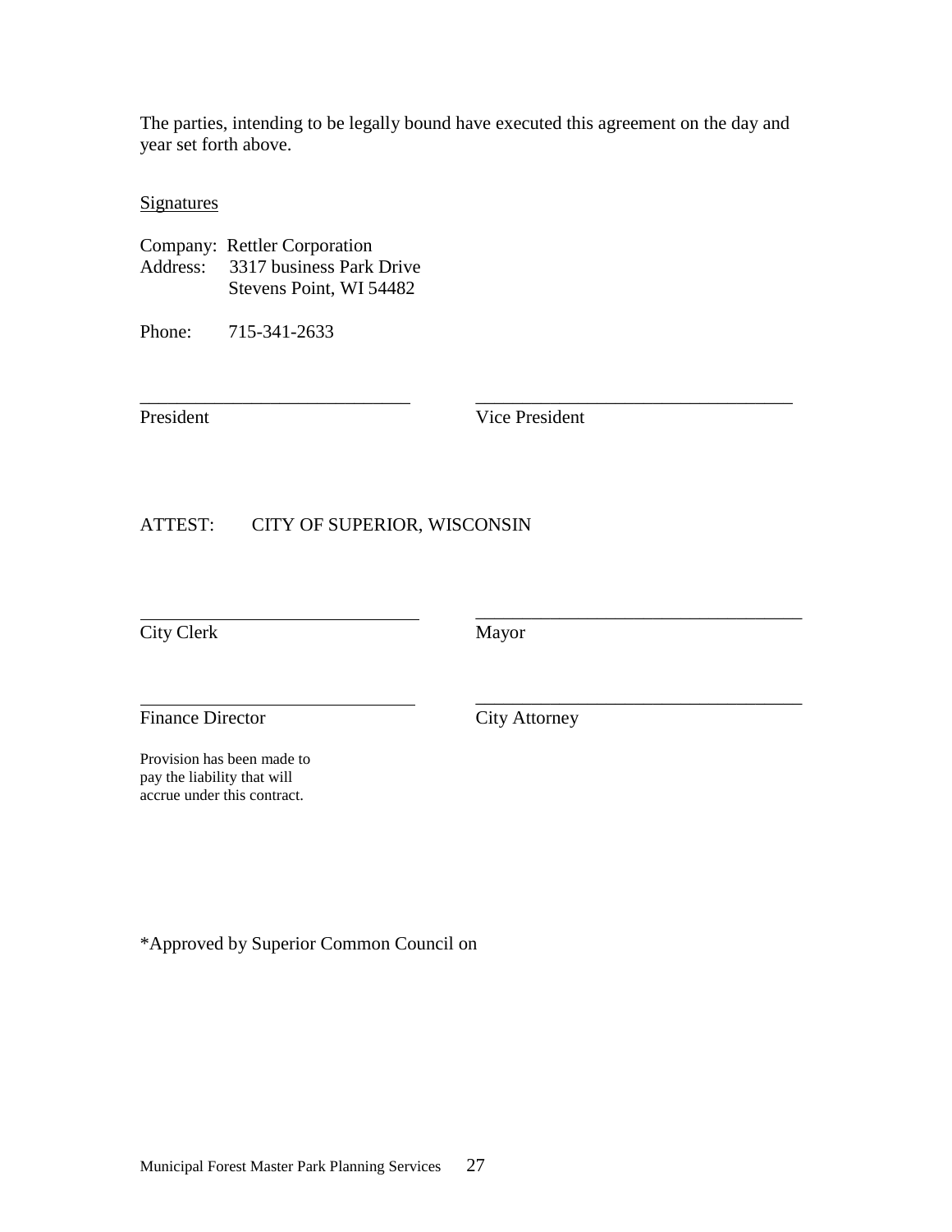The parties, intending to be legally bound have executed this agreement on the day and year set forth above.

Signatures

Company: Rettler Corporation
Address: 3317 business Park Drive
Stevens Point, WI 54482

Phone: 715-341-2633

_____________________________ _____________________________
President Vice President

ATTEST: CITY OF SUPERIOR, WISCONSIN

_____________________________ _____________________________
City Clerk Mayor

_____________________________ _____________________________
Finance Director City Attorney

Provision has been made to pay the liability that will accrue under this contract.

*Approved by Superior Common Council on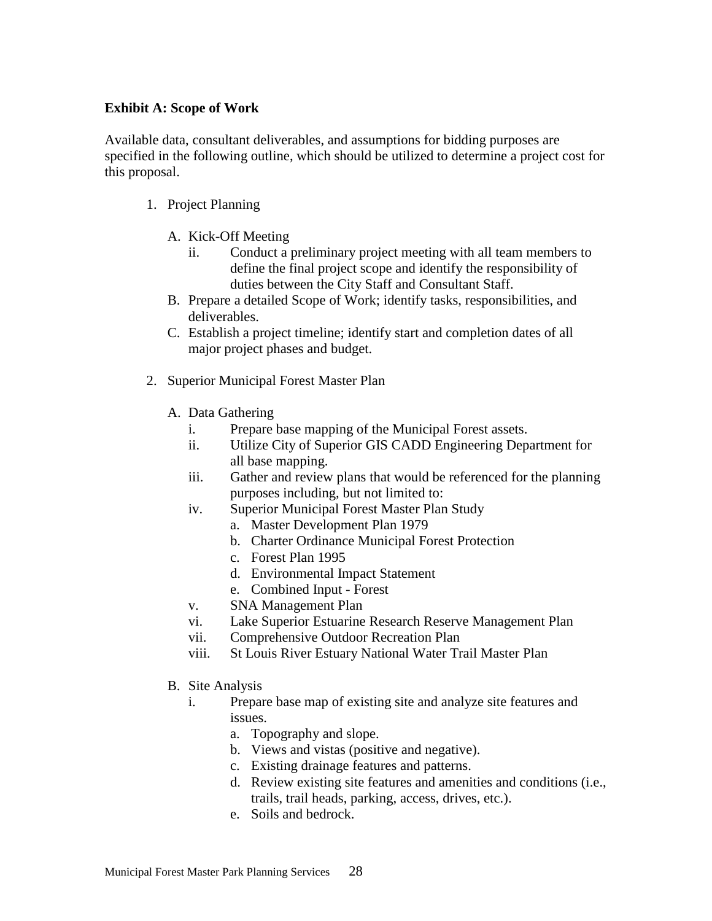**Exhibit A: Scope of Work**

Available data, consultant deliverables, and assumptions for bidding purposes are specified in the following outline, which should be utilized to determine a project cost for this proposal.

1. Project Planning

   A. Kick-Off Meeting
      - ii. Conduct a preliminary project meeting with all team members to define the final project scope and identify the responsibility of duties between the City Staff and Consultant Staff.

   B. Prepare a detailed Scope of Work; identify tasks, responsibilities, and deliverables.

   C. Establish a project timeline; identify start and completion dates of all major project phases and budget.

2. Superior Municipal Forest Master Plan

   A. Data Gathering
      - i. Prepare base mapping of the Municipal Forest assets.
      - ii. Utilize City of Superior GIS CADD Engineering Department for all base mapping.
      - iii. Gather and review plans that would be referenced for the planning purposes including, but not limited to:
      - iv. Superior Municipal Forest Master Plan Study
         - a. Master Development Plan 1979
         - b. Charter Ordinance Municipal Forest Protection
         - c. Forest Plan 1995
         - d. Environmental Impact Statement
         - e. Combined Input - Forest
      - v. SNA Management Plan
      - vi. Lake Superior Estuarine Research Reserve Management Plan
      - vii. Comprehensive Outdoor Recreation Plan
      - viii. St Louis River Estuary National Water Trail Master Plan

   B. Site Analysis
      - i. Prepare base map of existing site and analyze site features and issues.
         - a. Topography and slope.
         - b. Views and vistas (positive and negative).
         - c. Existing drainage features and patterns.
         - d. Review existing site features and amenities and conditions (i.e., trails, trail heads, parking, access, drives, etc.).
         - e. Soils and bedrock.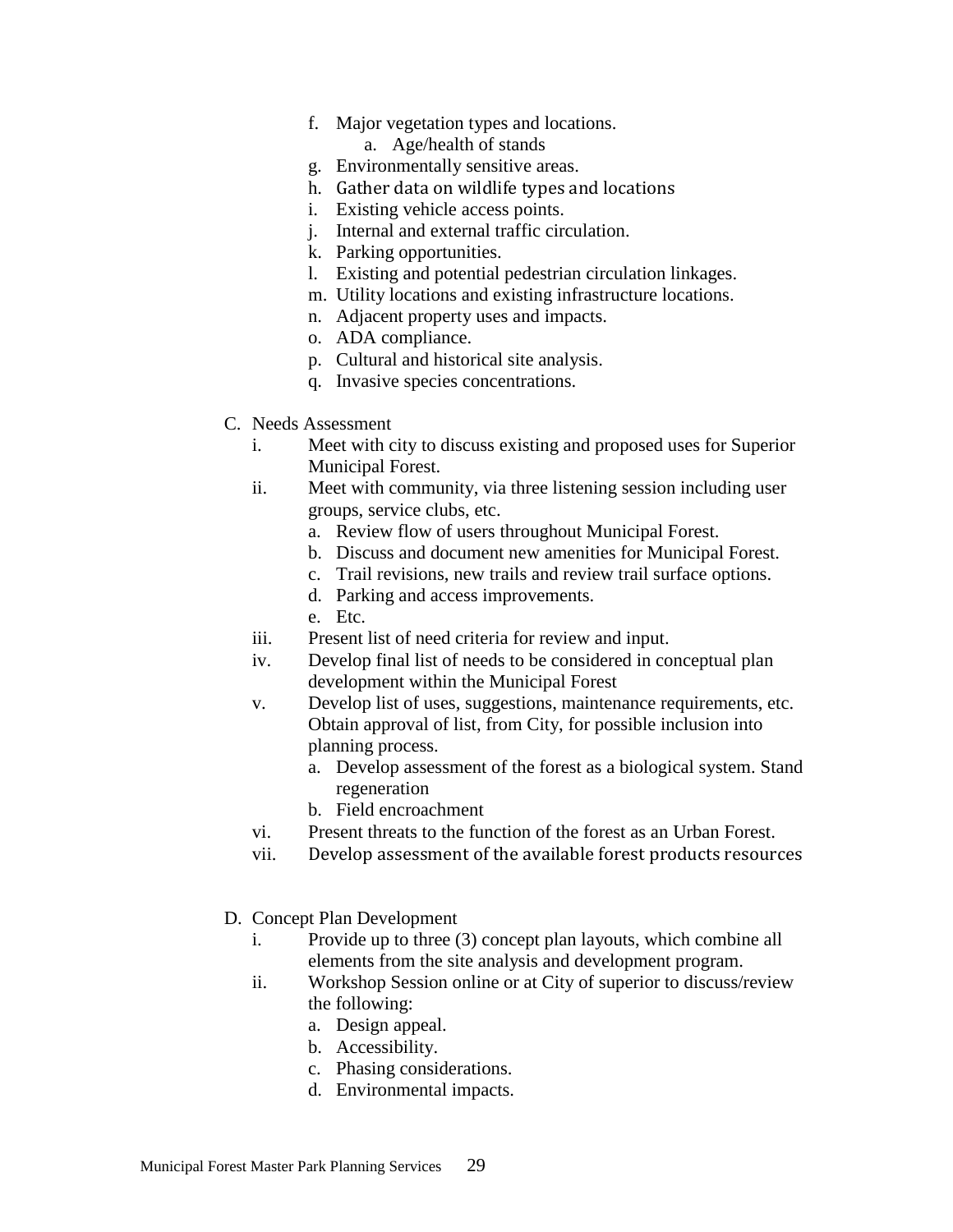f. Major vegetation types and locations.
    a. Age/health of stands
g. Environmentally sensitive areas.
h. Gather data on wildlife types and locations
i. Existing vehicle access points.
j. Internal and external traffic circulation.
k. Parking opportunities.
l. Existing and potential pedestrian circulation linkages.
m. Utility locations and existing infrastructure locations.
n. Adjacent property uses and impacts.
o. ADA compliance.
p. Cultural and historical site analysis.
q. Invasive species concentrations.

C. Needs Assessment
  i. Meet with city to discuss existing and proposed uses for Superior Municipal Forest.
  ii. Meet with community, via three listening session including user groups, service clubs, etc.
      a. Review flow of users throughout Municipal Forest.
      b. Discuss and document new amenities for Municipal Forest.
      c. Trail revisions, new trails and review trail surface options.
      d. Parking and access improvements.
      e. Etc.
  iii. Present list of need criteria for review and input.
  iv. Develop final list of needs to be considered in conceptual plan development within the Municipal Forest
  v. Develop list of uses, suggestions, maintenance requirements, etc. Obtain approval of list, from City, for possible inclusion into planning process.
      a. Develop assessment of the forest as a biological system. Stand regeneration
      b. Field encroachment
  vi. Present threats to the function of the forest as an Urban Forest.
  vii. Develop assessment of the available forest products resources

D. Concept Plan Development
  i. Provide up to three (3) concept plan layouts, which combine all elements from the site analysis and development program.
  ii. Workshop Session online or at City of superior to discuss/review the following:
      a. Design appeal.
      b. Accessibility.
      c. Phasing considerations.
      d. Environmental impacts.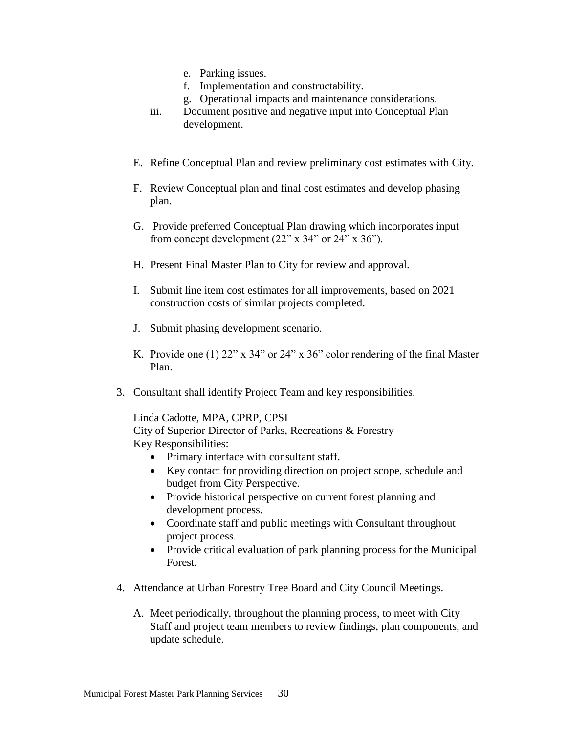e. Parking issues.
f. Implementation and constructability.
g. Operational impacts and maintenance considerations.

iii. Document positive and negative input into Conceptual Plan development.

E. Refine Conceptual Plan and review preliminary cost estimates with City.

F. Review Conceptual plan and final cost estimates and develop phasing plan.

G. Provide preferred Conceptual Plan drawing which incorporates input from concept development (22" x 34" or 24" x 36").

H. Present Final Master Plan to City for review and approval.

I. Submit line item cost estimates for all improvements, based on 2021 construction costs of similar projects completed.

J. Submit phasing development scenario.

K. Provide one (1) 22" x 34" or 24" x 36" color rendering of the final Master Plan.

3. Consultant shall identify Project Team and key responsibilities.

   Linda Cadotte, MPA, CPRP, CPSI
   City of Superior Director of Parks, Recreations & Forestry
   Key Responsibilities:

   - Primary interface with consultant staff.
   - Key contact for providing direction on project scope, schedule and budget from City Perspective.
   - Provide historical perspective on current forest planning and development process.
   - Coordinate staff and public meetings with Consultant throughout project process.
   - Provide critical evaluation of park planning process for the Municipal Forest.

4. Attendance at Urban Forestry Tree Board and City Council Meetings.

   A. Meet periodically, throughout the planning process, to meet with City Staff and project team members to review findings, plan components, and update schedule.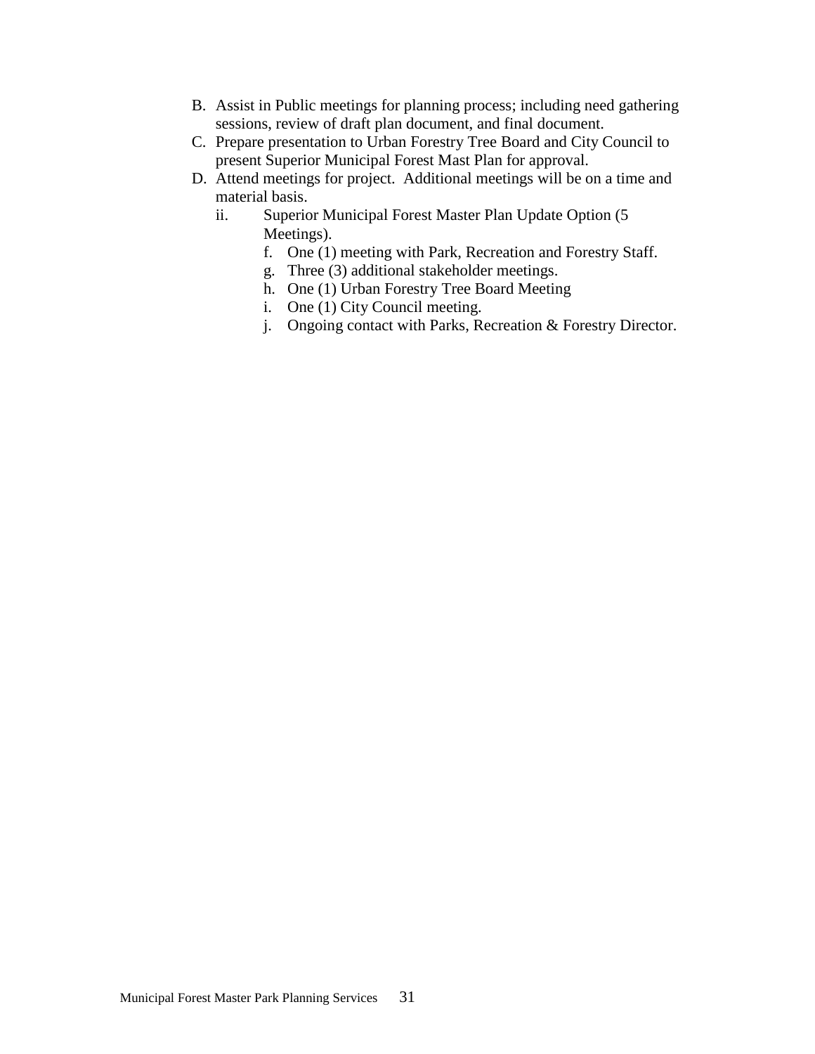B. Assist in Public meetings for planning process; including need gathering sessions, review of draft plan document, and final document.
C. Prepare presentation to Urban Forestry Tree Board and City Council to present Superior Municipal Forest Mast Plan for approval.
D. Attend meetings for project. Additional meetings will be on a time and material basis.
    ii. Superior Municipal Forest Master Plan Update Option (5 Meetings).
        f. One (1) meeting with Park, Recreation and Forestry Staff.
        g. Three (3) additional stakeholder meetings.
        h. One (1) Urban Forestry Tree Board Meeting
        i. One (1) City Council meeting.
        j. Ongoing contact with Parks, Recreation & Forestry Director.